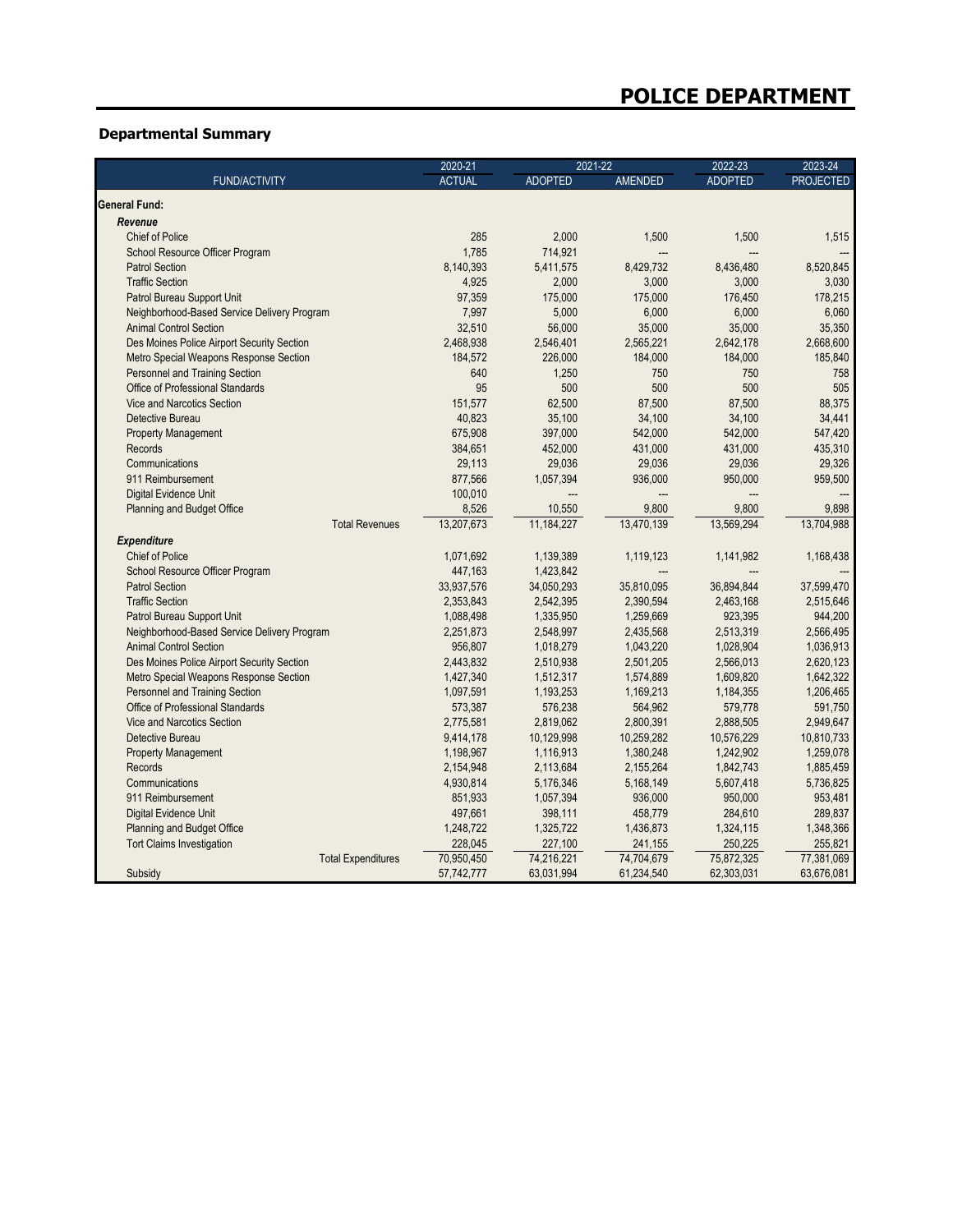# POLICE DEPARTMENT

### Departmental Summary

| FUND/ACTIVITY | 2020-21 ACTUAL | 2021-22 ADOPTED | 2021-22 AMENDED | 2022-23 ADOPTED | 2023-24 PROJECTED |
|---|---|---|---|---|---|
| **General Fund:** | | | | | |
| ***Revenue*** | | | | | |
| Chief of Police | 285 | 2,000 | 1,500 | 1,500 | 1,515 |
| School Resource Officer Program | 1,785 | 714,921 | --- | --- | --- |
| Patrol Section | 8,140,393 | 5,411,575 | 8,429,732 | 8,436,480 | 8,520,845 |
| Traffic Section | 4,925 | 2,000 | 3,000 | 3,000 | 3,030 |
| Patrol Bureau Support Unit | 97,359 | 175,000 | 175,000 | 176,450 | 178,215 |
| Neighborhood-Based Service Delivery Program | 7,997 | 5,000 | 6,000 | 6,000 | 6,060 |
| Animal Control Section | 32,510 | 56,000 | 35,000 | 35,000 | 35,350 |
| Des Moines Police Airport Security Section | 2,468,938 | 2,546,401 | 2,565,221 | 2,642,178 | 2,668,600 |
| Metro Special Weapons Response Section | 184,572 | 226,000 | 184,000 | 184,000 | 185,840 |
| Personnel and Training Section | 640 | 1,250 | 750 | 750 | 758 |
| Office of Professional Standards | 95 | 500 | 500 | 500 | 505 |
| Vice and Narcotics Section | 151,577 | 62,500 | 87,500 | 87,500 | 88,375 |
| Detective Bureau | 40,823 | 35,100 | 34,100 | 34,100 | 34,441 |
| Property Management | 675,908 | 397,000 | 542,000 | 542,000 | 547,420 |
| Records | 384,651 | 452,000 | 431,000 | 431,000 | 435,310 |
| Communications | 29,113 | 29,036 | 29,036 | 29,036 | 29,326 |
| 911 Reimbursement | 877,566 | 1,057,394 | 936,000 | 950,000 | 959,500 |
| Digital Evidence Unit | 100,010 | --- | --- | --- | --- |
| Planning and Budget Office | 8,526 | 10,550 | 9,800 | 9,800 | 9,898 |
| Total Revenues | 13,207,673 | 11,184,227 | 13,470,139 | 13,569,294 | 13,704,988 |
| ***Expenditure*** | | | | | |
| Chief of Police | 1,071,692 | 1,139,389 | 1,119,123 | 1,141,982 | 1,168,438 |
| School Resource Officer Program | 447,163 | 1,423,842 | --- | --- | --- |
| Patrol Section | 33,937,576 | 34,050,293 | 35,810,095 | 36,894,844 | 37,599,470 |
| Traffic Section | 2,353,843 | 2,542,395 | 2,390,594 | 2,463,168 | 2,515,646 |
| Patrol Bureau Support Unit | 1,088,498 | 1,335,950 | 1,259,669 | 923,395 | 944,200 |
| Neighborhood-Based Service Delivery Program | 2,251,873 | 2,548,997 | 2,435,568 | 2,513,319 | 2,566,495 |
| Animal Control Section | 956,807 | 1,018,279 | 1,043,220 | 1,028,904 | 1,036,913 |
| Des Moines Police Airport Security Section | 2,443,832 | 2,510,938 | 2,501,205 | 2,566,013 | 2,620,123 |
| Metro Special Weapons Response Section | 1,427,340 | 1,512,317 | 1,574,889 | 1,609,820 | 1,642,322 |
| Personnel and Training Section | 1,097,591 | 1,193,253 | 1,169,213 | 1,184,355 | 1,206,465 |
| Office of Professional Standards | 573,387 | 576,238 | 564,962 | 579,778 | 591,750 |
| Vice and Narcotics Section | 2,775,581 | 2,819,062 | 2,800,391 | 2,888,505 | 2,949,647 |
| Detective Bureau | 9,414,178 | 10,129,998 | 10,259,282 | 10,576,229 | 10,810,733 |
| Property Management | 1,198,967 | 1,116,913 | 1,380,248 | 1,242,902 | 1,259,078 |
| Records | 2,154,948 | 2,113,684 | 2,155,264 | 1,842,743 | 1,885,459 |
| Communications | 4,930,814 | 5,176,346 | 5,168,149 | 5,607,418 | 5,736,825 |
| 911 Reimbursement | 851,933 | 1,057,394 | 936,000 | 950,000 | 953,481 |
| Digital Evidence Unit | 497,661 | 398,111 | 458,779 | 284,610 | 289,837 |
| Planning and Budget Office | 1,248,722 | 1,325,722 | 1,436,873 | 1,324,115 | 1,348,366 |
| Tort Claims Investigation | 228,045 | 227,100 | 241,155 | 250,225 | 255,821 |
| Total Expenditures | 70,950,450 | 74,216,221 | 74,704,679 | 75,872,325 | 77,381,069 |
| Subsidy | 57,742,777 | 63,031,994 | 61,234,540 | 62,303,031 | 63,676,081 |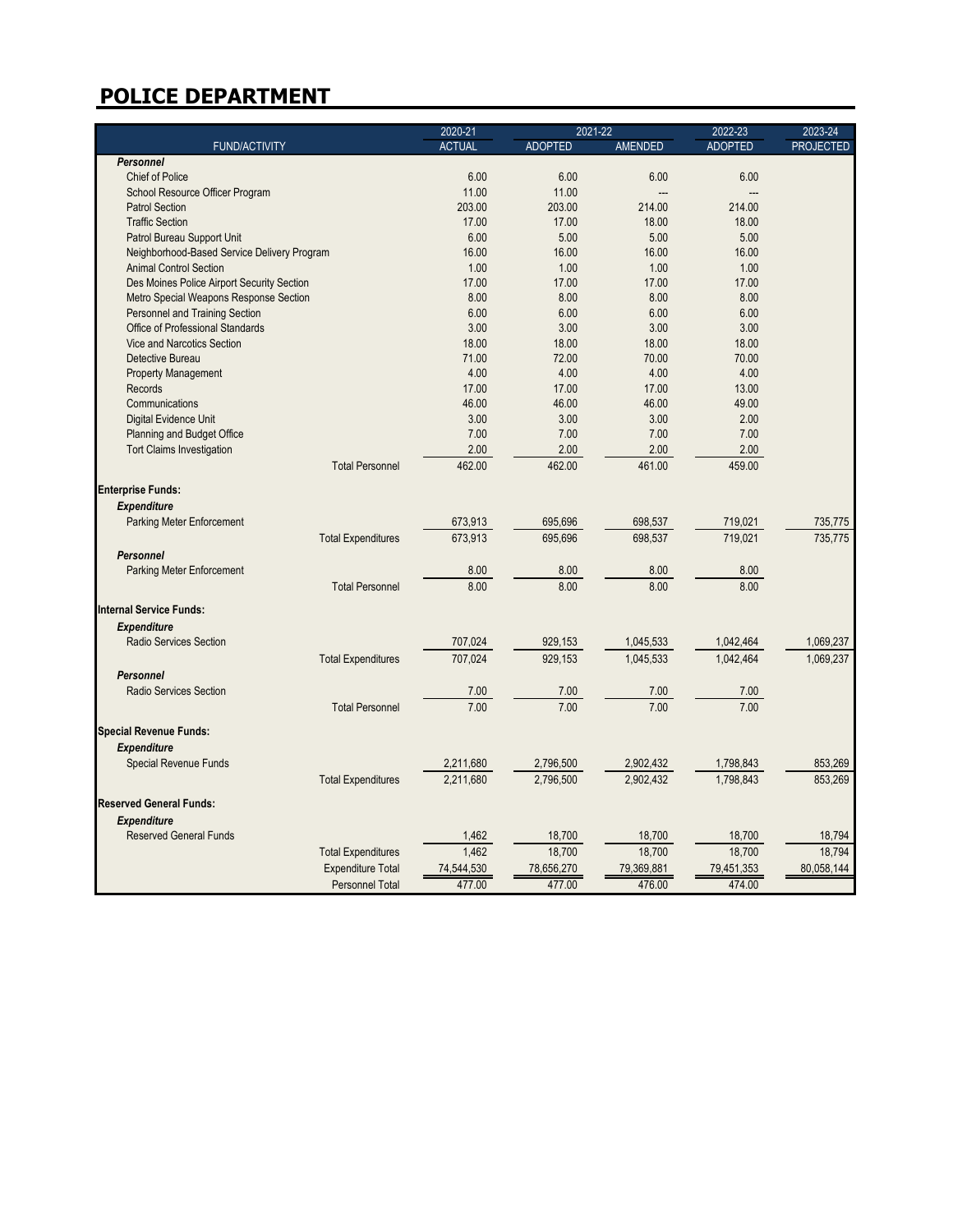# POLICE DEPARTMENT

| FUND/ACTIVITY | | 2020-21 ACTUAL | 2021-22 ADOPTED | 2021-22 AMENDED | 2022-23 ADOPTED | 2023-24 PROJECTED |
|---|---|---|---|---|---|---|
| ***Personnel*** | | | | | | |
| Chief of Police | | 6.00 | 6.00 | 6.00 | 6.00 | |
| School Resource Officer Program | | 11.00 | 11.00 | --- | --- | |
| Patrol Section | | 203.00 | 203.00 | 214.00 | 214.00 | |
| Traffic Section | | 17.00 | 17.00 | 18.00 | 18.00 | |
| Patrol Bureau Support Unit | | 6.00 | 5.00 | 5.00 | 5.00 | |
| Neighborhood-Based Service Delivery Program | | 16.00 | 16.00 | 16.00 | 16.00 | |
| Animal Control Section | | 1.00 | 1.00 | 1.00 | 1.00 | |
| Des Moines Police Airport Security Section | | 17.00 | 17.00 | 17.00 | 17.00 | |
| Metro Special Weapons Response Section | | 8.00 | 8.00 | 8.00 | 8.00 | |
| Personnel and Training Section | | 6.00 | 6.00 | 6.00 | 6.00 | |
| Office of Professional Standards | | 3.00 | 3.00 | 3.00 | 3.00 | |
| Vice and Narcotics Section | | 18.00 | 18.00 | 18.00 | 18.00 | |
| Detective Bureau | | 71.00 | 72.00 | 70.00 | 70.00 | |
| Property Management | | 4.00 | 4.00 | 4.00 | 4.00 | |
| Records | | 17.00 | 17.00 | 17.00 | 13.00 | |
| Communications | | 46.00 | 46.00 | 46.00 | 49.00 | |
| Digital Evidence Unit | | 3.00 | 3.00 | 3.00 | 2.00 | |
| Planning and Budget Office | | 7.00 | 7.00 | 7.00 | 7.00 | |
| Tort Claims Investigation | | 2.00 | 2.00 | 2.00 | 2.00 | |
| | Total Personnel | 462.00 | 462.00 | 461.00 | 459.00 | |
| **Enterprise Funds:** | | | | | | |
| ***Expenditure*** | | | | | | |
| Parking Meter Enforcement | | 673,913 | 695,696 | 698,537 | 719,021 | 735,775 |
| | Total Expenditures | 673,913 | 695,696 | 698,537 | 719,021 | 735,775 |
| ***Personnel*** | | | | | | |
| Parking Meter Enforcement | | 8.00 | 8.00 | 8.00 | 8.00 | |
| | Total Personnel | 8.00 | 8.00 | 8.00 | 8.00 | |
| **Internal Service Funds:** | | | | | | |
| ***Expenditure*** | | | | | | |
| Radio Services Section | | 707,024 | 929,153 | 1,045,533 | 1,042,464 | 1,069,237 |
| | Total Expenditures | 707,024 | 929,153 | 1,045,533 | 1,042,464 | 1,069,237 |
| ***Personnel*** | | | | | | |
| Radio Services Section | | 7.00 | 7.00 | 7.00 | 7.00 | |
| | Total Personnel | 7.00 | 7.00 | 7.00 | 7.00 | |
| **Special Revenue Funds:** | | | | | | |
| ***Expenditure*** | | | | | | |
| Special Revenue Funds | | 2,211,680 | 2,796,500 | 2,902,432 | 1,798,843 | 853,269 |
| | Total Expenditures | 2,211,680 | 2,796,500 | 2,902,432 | 1,798,843 | 853,269 |
| **Reserved General Funds:** | | | | | | |
| ***Expenditure*** | | | | | | |
| Reserved General Funds | | 1,462 | 18,700 | 18,700 | 18,700 | 18,794 |
| | Total Expenditures | 1,462 | 18,700 | 18,700 | 18,700 | 18,794 |
| | Expenditure Total | 74,544,530 | 78,656,270 | 79,369,881 | 79,451,353 | 80,058,144 |
| | Personnel Total | 477.00 | 477.00 | 476.00 | 474.00 | |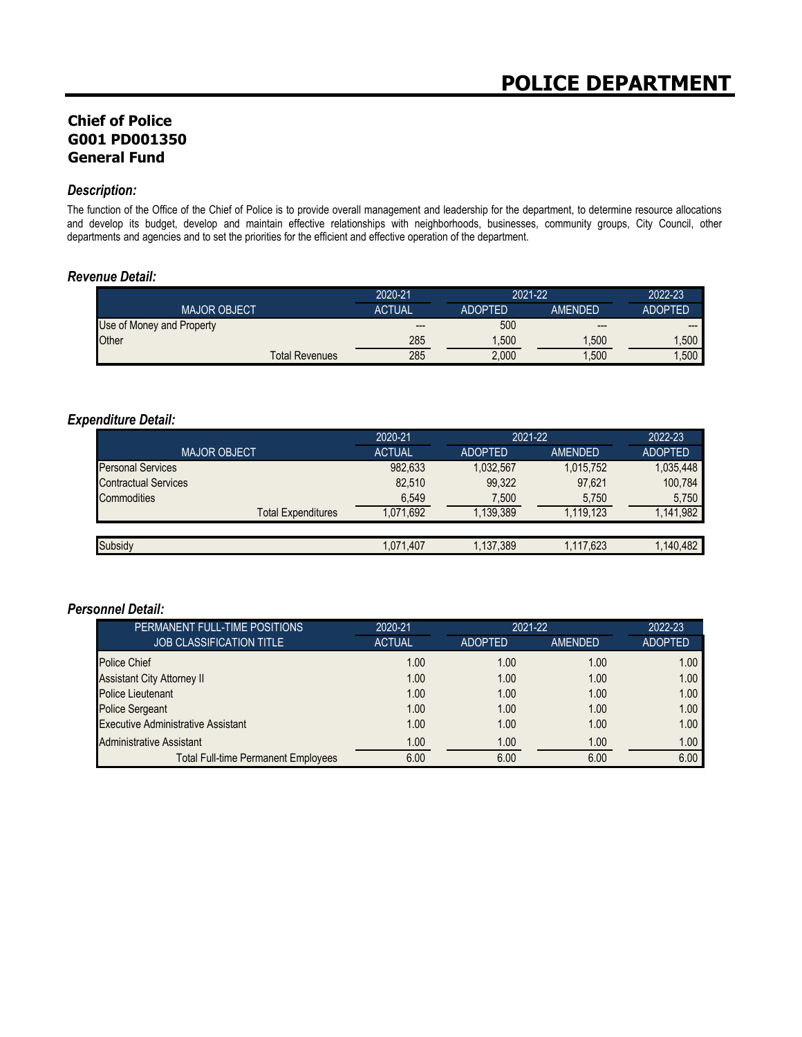# POLICE DEPARTMENT

## Chief of Police
## G001 PD001350
## General Fund

### *Description:*

The function of the Office of the Chief of Police is to provide overall management and leadership for the department, to determine resource allocations and develop its budget, develop and maintain effective relationships with neighborhoods, businesses, community groups, City Council, other departments and agencies and to set the priorities for the efficient and effective operation of the department.

### *Revenue Detail:*

| | 2020-21 | 2021-22 | | 2022-23 |
|---|---|---|---|---|
| MAJOR OBJECT | ACTUAL | ADOPTED | AMENDED | ADOPTED |
| Use of Money and Property | --- | 500 | --- | --- |
| Other | 285 | 1,500 | 1,500 | 1,500 |
| Total Revenues | 285 | 2,000 | 1,500 | 1,500 |

### *Expenditure Detail:*

| | 2020-21 | 2021-22 | | 2022-23 |
|---|---|---|---|---|
| MAJOR OBJECT | ACTUAL | ADOPTED | AMENDED | ADOPTED |
| Personal Services | 982,633 | 1,032,567 | 1,015,752 | 1,035,448 |
| Contractual Services | 82,510 | 99,322 | 97,621 | 100,784 |
| Commodities | 6,549 | 7,500 | 5,750 | 5,750 |
| Total Expenditures | 1,071,692 | 1,139,389 | 1,119,123 | 1,141,982 |
| | | | | |
| Subsidy | 1,071,407 | 1,137,389 | 1,117,623 | 1,140,482 |

### *Personnel Detail:*

| PERMANENT FULL-TIME POSITIONS | 2020-21 | 2021-22 | | 2022-23 |
|---|---|---|---|---|
| JOB CLASSIFICATION TITLE | ACTUAL | ADOPTED | AMENDED | ADOPTED |
| Police Chief | 1.00 | 1.00 | 1.00 | 1.00 |
| Assistant City Attorney II | 1.00 | 1.00 | 1.00 | 1.00 |
| Police Lieutenant | 1.00 | 1.00 | 1.00 | 1.00 |
| Police Sergeant | 1.00 | 1.00 | 1.00 | 1.00 |
| Executive Administrative Assistant | 1.00 | 1.00 | 1.00 | 1.00 |
| Administrative Assistant | 1.00 | 1.00 | 1.00 | 1.00 |
| Total Full-time Permanent Employees | 6.00 | 6.00 | 6.00 | 6.00 |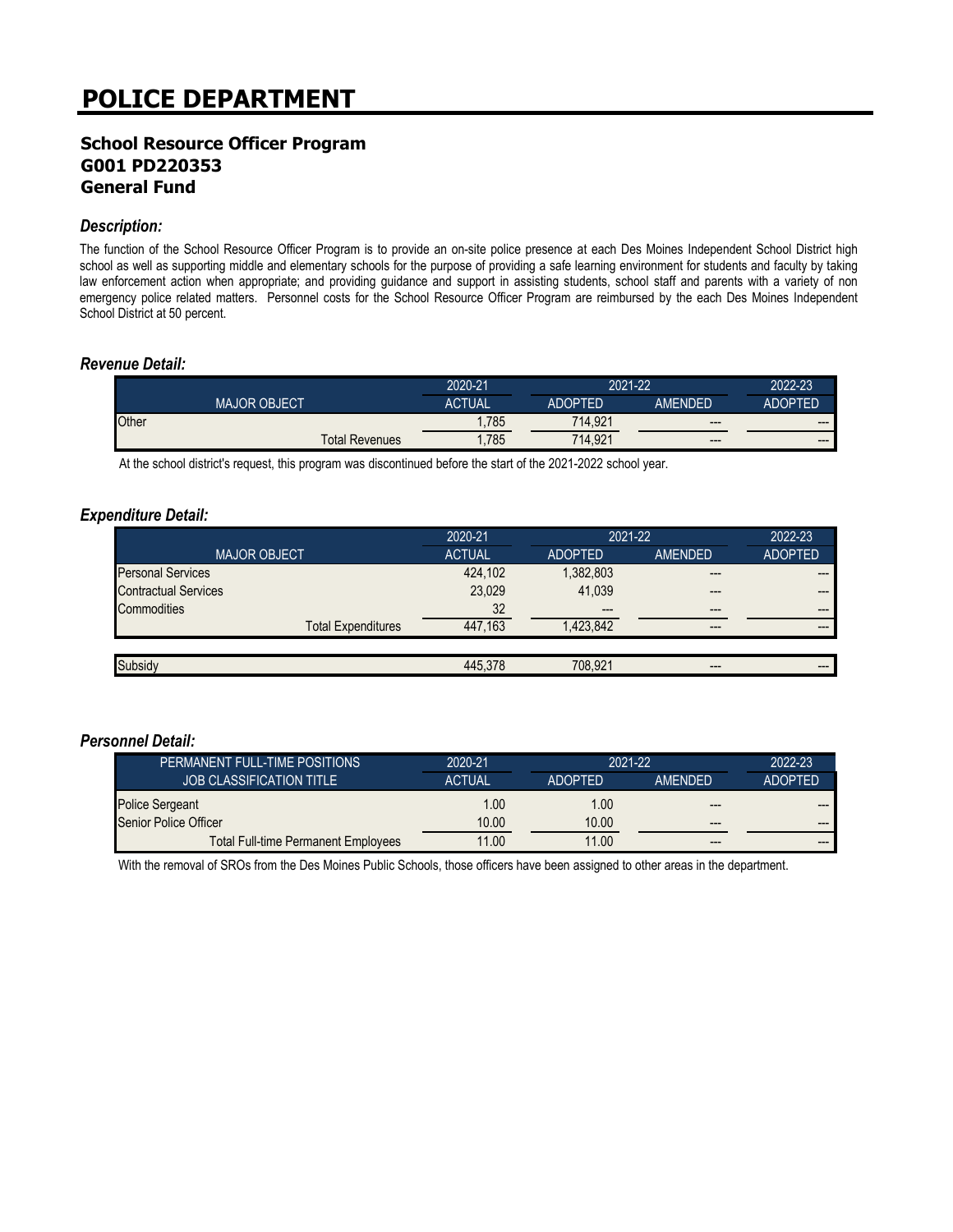# POLICE DEPARTMENT

## School Resource Officer Program
## G001 PD220353
## General Fund

### *Description:*

The function of the School Resource Officer Program is to provide an on-site police presence at each Des Moines Independent School District high school as well as supporting middle and elementary schools for the purpose of providing a safe learning environment for students and faculty by taking law enforcement action when appropriate; and providing guidance and support in assisting students, school staff and parents with a variety of non emergency police related matters. Personnel costs for the School Resource Officer Program are reimbursed by the each Des Moines Independent School District at 50 percent.

### *Revenue Detail:*

| | 2020-21 | 2021-22 | | 2022-23 |
|---|---|---|---|---|
| MAJOR OBJECT | ACTUAL | ADOPTED | AMENDED | ADOPTED |
| Other | 1,785 | 714,921 | --- | --- |
| Total Revenues | 1,785 | 714,921 | --- | --- |

At the school district's request, this program was discontinued before the start of the 2021-2022 school year.

### *Expenditure Detail:*

| | 2020-21 | 2021-22 | | 2022-23 |
|---|---|---|---|---|
| MAJOR OBJECT | ACTUAL | ADOPTED | AMENDED | ADOPTED |
| Personal Services | 424,102 | 1,382,803 | --- | --- |
| Contractual Services | 23,029 | 41,039 | --- | --- |
| Commodities | 32 | --- | --- | --- |
| Total Expenditures | 447,163 | 1,423,842 | --- | --- |
| Subsidy | 445,378 | 708,921 | --- | --- |

### *Personnel Detail:*

| PERMANENT FULL-TIME POSITIONS | 2020-21 | 2021-22 | | 2022-23 |
|---|---|---|---|---|
| JOB CLASSIFICATION TITLE | ACTUAL | ADOPTED | AMENDED | ADOPTED |
| Police Sergeant | 1.00 | 1.00 | --- | --- |
| Senior Police Officer | 10.00 | 10.00 | --- | --- |
| Total Full-time Permanent Employees | 11.00 | 11.00 | --- | --- |

With the removal of SROs from the Des Moines Public Schools, those officers have been assigned to other areas in the department.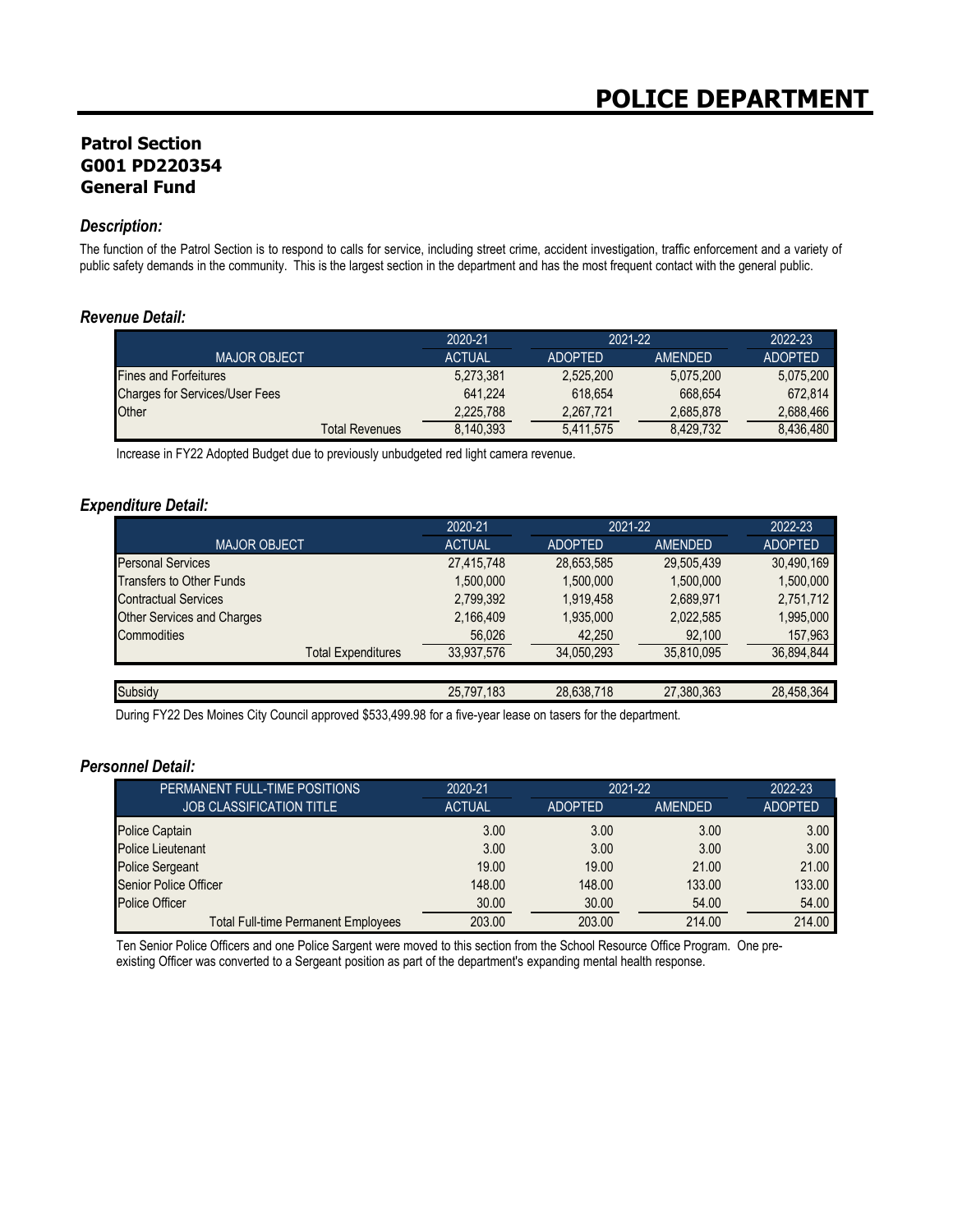# POLICE DEPARTMENT

## Patrol Section
## G001 PD220354
## General Fund

### *Description:*

The function of the Patrol Section is to respond to calls for service, including street crime, accident investigation, traffic enforcement and a variety of public safety demands in the community. This is the largest section in the department and has the most frequent contact with the general public.

### *Revenue Detail:*

| | 2020-21 | 2021-22 | | 2022-23 |
|---|---|---|---|---|
| MAJOR OBJECT | ACTUAL | ADOPTED | AMENDED | ADOPTED |
| Fines and Forfeitures | 5,273,381 | 2,525,200 | 5,075,200 | 5,075,200 |
| Charges for Services/User Fees | 641,224 | 618,654 | 668,654 | 672,814 |
| Other | 2,225,788 | 2,267,721 | 2,685,878 | 2,688,466 |
| Total Revenues | 8,140,393 | 5,411,575 | 8,429,732 | 8,436,480 |

Increase in FY22 Adopted Budget due to previously unbudgeted red light camera revenue.

### *Expenditure Detail:*

| | 2020-21 | 2021-22 | | 2022-23 |
|---|---|---|---|---|
| MAJOR OBJECT | ACTUAL | ADOPTED | AMENDED | ADOPTED |
| Personal Services | 27,415,748 | 28,653,585 | 29,505,439 | 30,490,169 |
| Transfers to Other Funds | 1,500,000 | 1,500,000 | 1,500,000 | 1,500,000 |
| Contractual Services | 2,799,392 | 1,919,458 | 2,689,971 | 2,751,712 |
| Other Services and Charges | 2,166,409 | 1,935,000 | 2,022,585 | 1,995,000 |
| Commodities | 56,026 | 42,250 | 92,100 | 157,963 |
| Total Expenditures | 33,937,576 | 34,050,293 | 35,810,095 | 36,894,844 |
| | | | | |
| Subsidy | 25,797,183 | 28,638,718 | 27,380,363 | 28,458,364 |

During FY22 Des Moines City Council approved $533,499.98 for a five-year lease on tasers for the department.

### *Personnel Detail:*

| PERMANENT FULL-TIME POSITIONS | 2020-21 | 2021-22 | | 2022-23 |
|---|---|---|---|---|
| JOB CLASSIFICATION TITLE | ACTUAL | ADOPTED | AMENDED | ADOPTED |
| Police Captain | 3.00 | 3.00 | 3.00 | 3.00 |
| Police Lieutenant | 3.00 | 3.00 | 3.00 | 3.00 |
| Police Sergeant | 19.00 | 19.00 | 21.00 | 21.00 |
| Senior Police Officer | 148.00 | 148.00 | 133.00 | 133.00 |
| Police Officer | 30.00 | 30.00 | 54.00 | 54.00 |
| Total Full-time Permanent Employees | 203.00 | 203.00 | 214.00 | 214.00 |

Ten Senior Police Officers and one Police Sargent were moved to this section from the School Resource Office Program. One pre-existing Officer was converted to a Sergeant position as part of the department's expanding mental health response.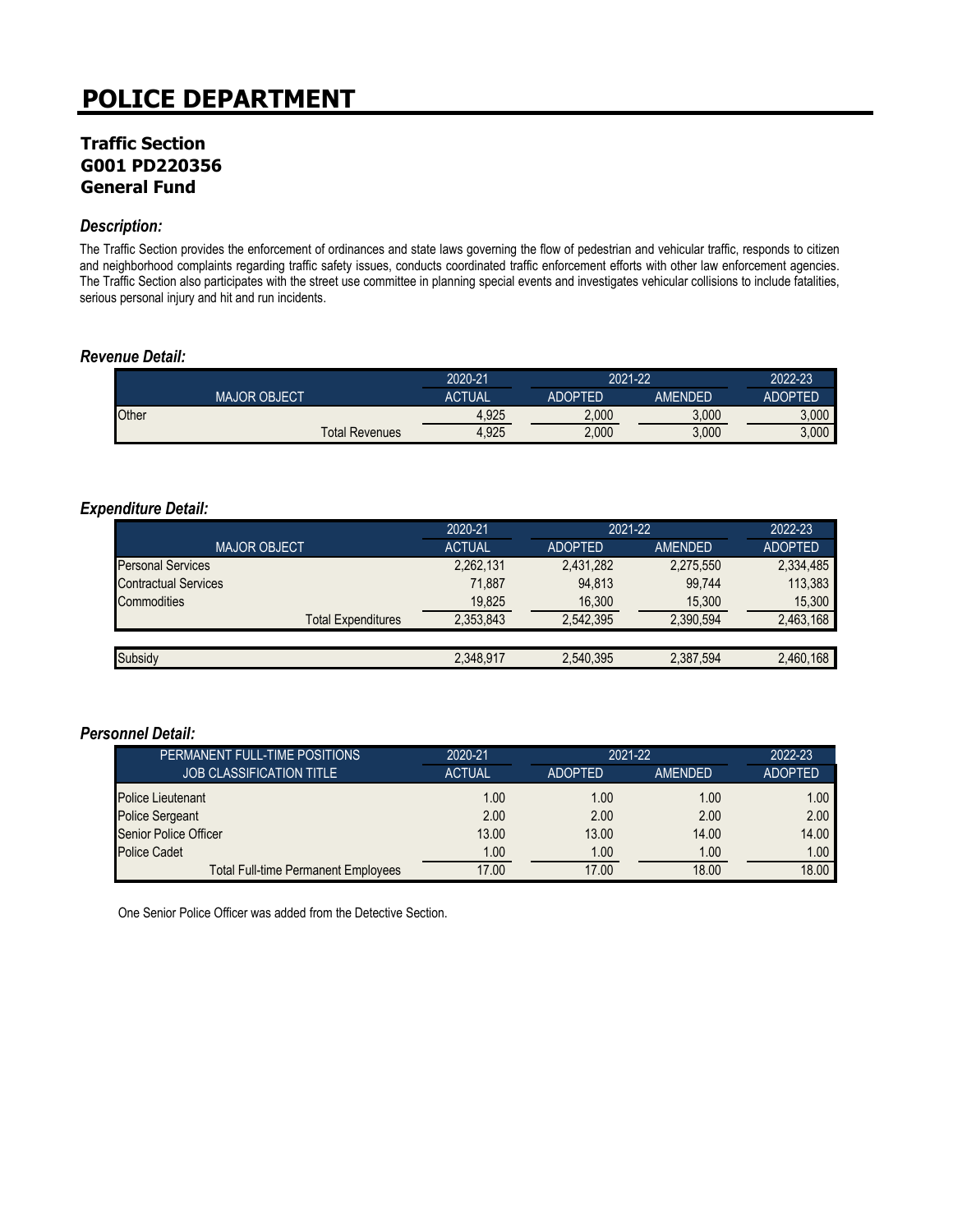# POLICE DEPARTMENT

## Traffic Section
## G001 PD220356
## General Fund

### *Description:*

The Traffic Section provides the enforcement of ordinances and state laws governing the flow of pedestrian and vehicular traffic, responds to citizen and neighborhood complaints regarding traffic safety issues, conducts coordinated traffic enforcement efforts with other law enforcement agencies. The Traffic Section also participates with the street use committee in planning special events and investigates vehicular collisions to include fatalities, serious personal injury and hit and run incidents.

### *Revenue Detail:*

| | 2020-21 | 2021-22 | | 2022-23 |
|---|---|---|---|---|
| MAJOR OBJECT | ACTUAL | ADOPTED | AMENDED | ADOPTED |
| Other | 4,925 | 2,000 | 3,000 | 3,000 |
| Total Revenues | 4,925 | 2,000 | 3,000 | 3,000 |

### *Expenditure Detail:*

| | 2020-21 | 2021-22 | | 2022-23 |
|---|---|---|---|---|
| MAJOR OBJECT | ACTUAL | ADOPTED | AMENDED | ADOPTED |
| Personal Services | 2,262,131 | 2,431,282 | 2,275,550 | 2,334,485 |
| Contractual Services | 71,887 | 94,813 | 99,744 | 113,383 |
| Commodities | 19,825 | 16,300 | 15,300 | 15,300 |
| Total Expenditures | 2,353,843 | 2,542,395 | 2,390,594 | 2,463,168 |
| | | | | |
| Subsidy | 2,348,917 | 2,540,395 | 2,387,594 | 2,460,168 |

### *Personnel Detail:*

| PERMANENT FULL-TIME POSITIONS | 2020-21 | 2021-22 | | 2022-23 |
|---|---|---|---|---|
| JOB CLASSIFICATION TITLE | ACTUAL | ADOPTED | AMENDED | ADOPTED |
| Police Lieutenant | 1.00 | 1.00 | 1.00 | 1.00 |
| Police Sergeant | 2.00 | 2.00 | 2.00 | 2.00 |
| Senior Police Officer | 13.00 | 13.00 | 14.00 | 14.00 |
| Police Cadet | 1.00 | 1.00 | 1.00 | 1.00 |
| Total Full-time Permanent Employees | 17.00 | 17.00 | 18.00 | 18.00 |

One Senior Police Officer was added from the Detective Section.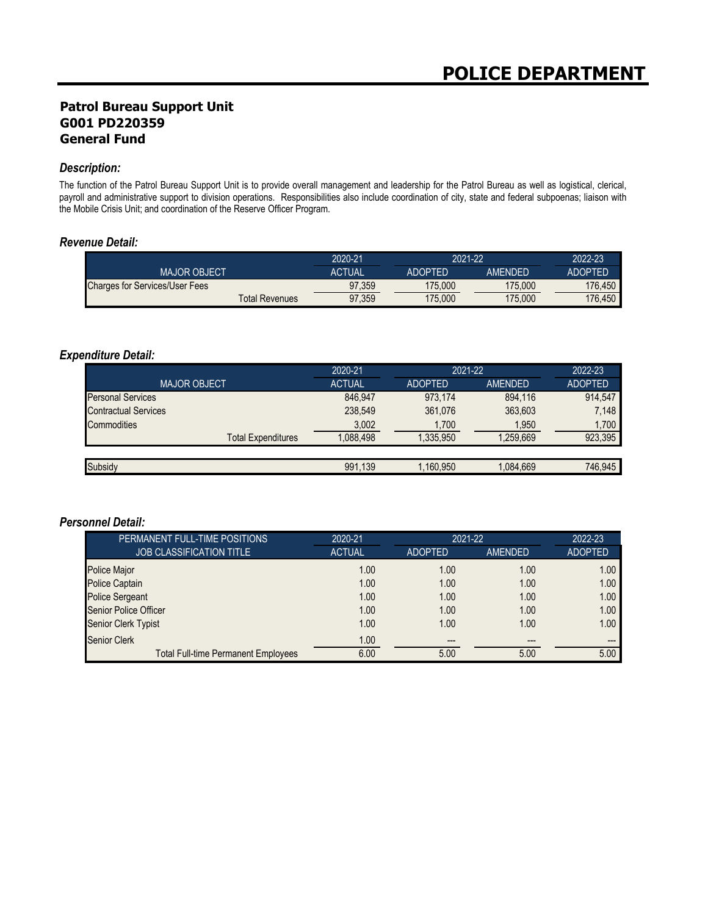# POLICE DEPARTMENT

## Patrol Bureau Support Unit
## G001 PD220359
## General Fund

### *Description:*

The function of the Patrol Bureau Support Unit is to provide overall management and leadership for the Patrol Bureau as well as logistical, clerical, payroll and administrative support to division operations. Responsibilities also include coordination of city, state and federal subpoenas; liaison with the Mobile Crisis Unit; and coordination of the Reserve Officer Program.

### *Revenue Detail:*

| MAJOR OBJECT | 2020-21 ACTUAL | 2021-22 ADOPTED | 2021-22 AMENDED | 2022-23 ADOPTED |
|---|---|---|---|---|
| Charges for Services/User Fees | 97,359 | 175,000 | 175,000 | 176,450 |
| Total Revenues | 97,359 | 175,000 | 175,000 | 176,450 |

### *Expenditure Detail:*

| MAJOR OBJECT | 2020-21 ACTUAL | 2021-22 ADOPTED | 2021-22 AMENDED | 2022-23 ADOPTED |
|---|---|---|---|---|
| Personal Services | 846,947 | 973,174 | 894,116 | 914,547 |
| Contractual Services | 238,549 | 361,076 | 363,603 | 7,148 |
| Commodities | 3,002 | 1,700 | 1,950 | 1,700 |
| Total Expenditures | 1,088,498 | 1,335,950 | 1,259,669 | 923,395 |
| | | | | |
| Subsidy | 991,139 | 1,160,950 | 1,084,669 | 746,945 |

### *Personnel Detail:*

| PERMANENT FULL-TIME POSITIONS JOB CLASSIFICATION TITLE | 2020-21 ACTUAL | 2021-22 ADOPTED | 2021-22 AMENDED | 2022-23 ADOPTED |
|---|---|---|---|---|
| Police Major | 1.00 | 1.00 | 1.00 | 1.00 |
| Police Captain | 1.00 | 1.00 | 1.00 | 1.00 |
| Police Sergeant | 1.00 | 1.00 | 1.00 | 1.00 |
| Senior Police Officer | 1.00 | 1.00 | 1.00 | 1.00 |
| Senior Clerk Typist | 1.00 | 1.00 | 1.00 | 1.00 |
| Senior Clerk | 1.00 | --- | --- | --- |
| Total Full-time Permanent Employees | 6.00 | 5.00 | 5.00 | 5.00 |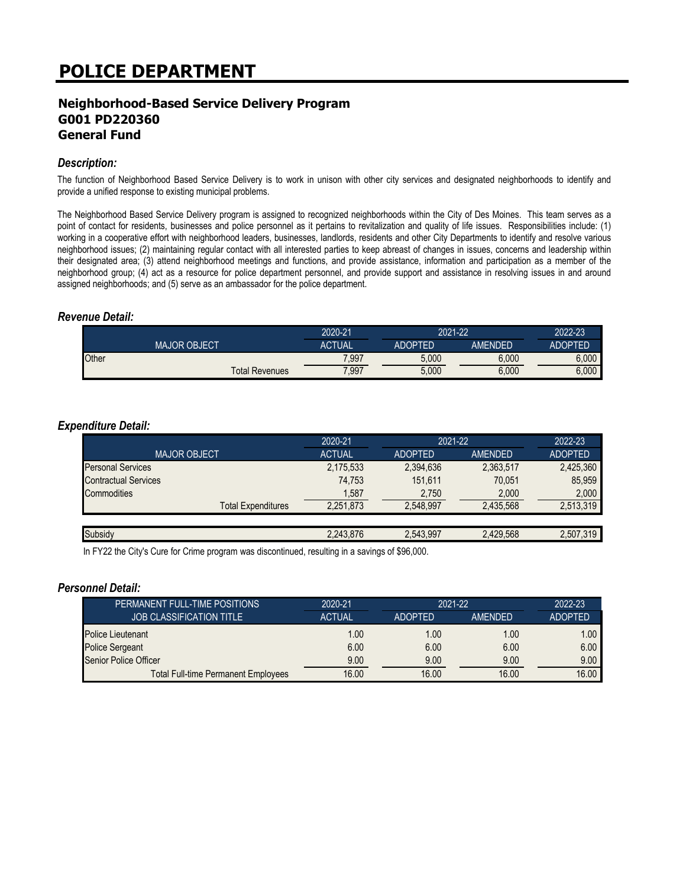# POLICE DEPARTMENT

## Neighborhood-Based Service Delivery Program
## G001 PD220360
## General Fund

### *Description:*

The function of Neighborhood Based Service Delivery is to work in unison with other city services and designated neighborhoods to identify and provide a unified response to existing municipal problems.

The Neighborhood Based Service Delivery program is assigned to recognized neighborhoods within the City of Des Moines. This team serves as a point of contact for residents, businesses and police personnel as it pertains to revitalization and quality of life issues. Responsibilities include: (1) working in a cooperative effort with neighborhood leaders, businesses, landlords, residents and other City Departments to identify and resolve various neighborhood issues; (2) maintaining regular contact with all interested parties to keep abreast of changes in issues, concerns and leadership within their designated area; (3) attend neighborhood meetings and functions, and provide assistance, information and participation as a member of the neighborhood group; (4) act as a resource for police department personnel, and provide support and assistance in resolving issues in and around assigned neighborhoods; and (5) serve as an ambassador for the police department.

### *Revenue Detail:*

| | 2020-21 | 2021-22 | | 2022-23 |
|---|---|---|---|---|
| MAJOR OBJECT | ACTUAL | ADOPTED | AMENDED | ADOPTED |
| Other | 7,997 | 5,000 | 6,000 | 6,000 |
| Total Revenues | 7,997 | 5,000 | 6,000 | 6,000 |

### *Expenditure Detail:*

| | 2020-21 | 2021-22 | | 2022-23 |
|---|---|---|---|---|
| MAJOR OBJECT | ACTUAL | ADOPTED | AMENDED | ADOPTED |
| Personal Services | 2,175,533 | 2,394,636 | 2,363,517 | 2,425,360 |
| Contractual Services | 74,753 | 151,611 | 70,051 | 85,959 |
| Commodities | 1,587 | 2,750 | 2,000 | 2,000 |
| Total Expenditures | 2,251,873 | 2,548,997 | 2,435,568 | 2,513,319 |
| | | | | |
| Subsidy | 2,243,876 | 2,543,997 | 2,429,568 | 2,507,319 |

In FY22 the City's Cure for Crime program was discontinued, resulting in a savings of $96,000.

### *Personnel Detail:*

| PERMANENT FULL-TIME POSITIONS | 2020-21 | 2021-22 | | 2022-23 |
|---|---|---|---|---|
| JOB CLASSIFICATION TITLE | ACTUAL | ADOPTED | AMENDED | ADOPTED |
| Police Lieutenant | 1.00 | 1.00 | 1.00 | 1.00 |
| Police Sergeant | 6.00 | 6.00 | 6.00 | 6.00 |
| Senior Police Officer | 9.00 | 9.00 | 9.00 | 9.00 |
| Total Full-time Permanent Employees | 16.00 | 16.00 | 16.00 | 16.00 |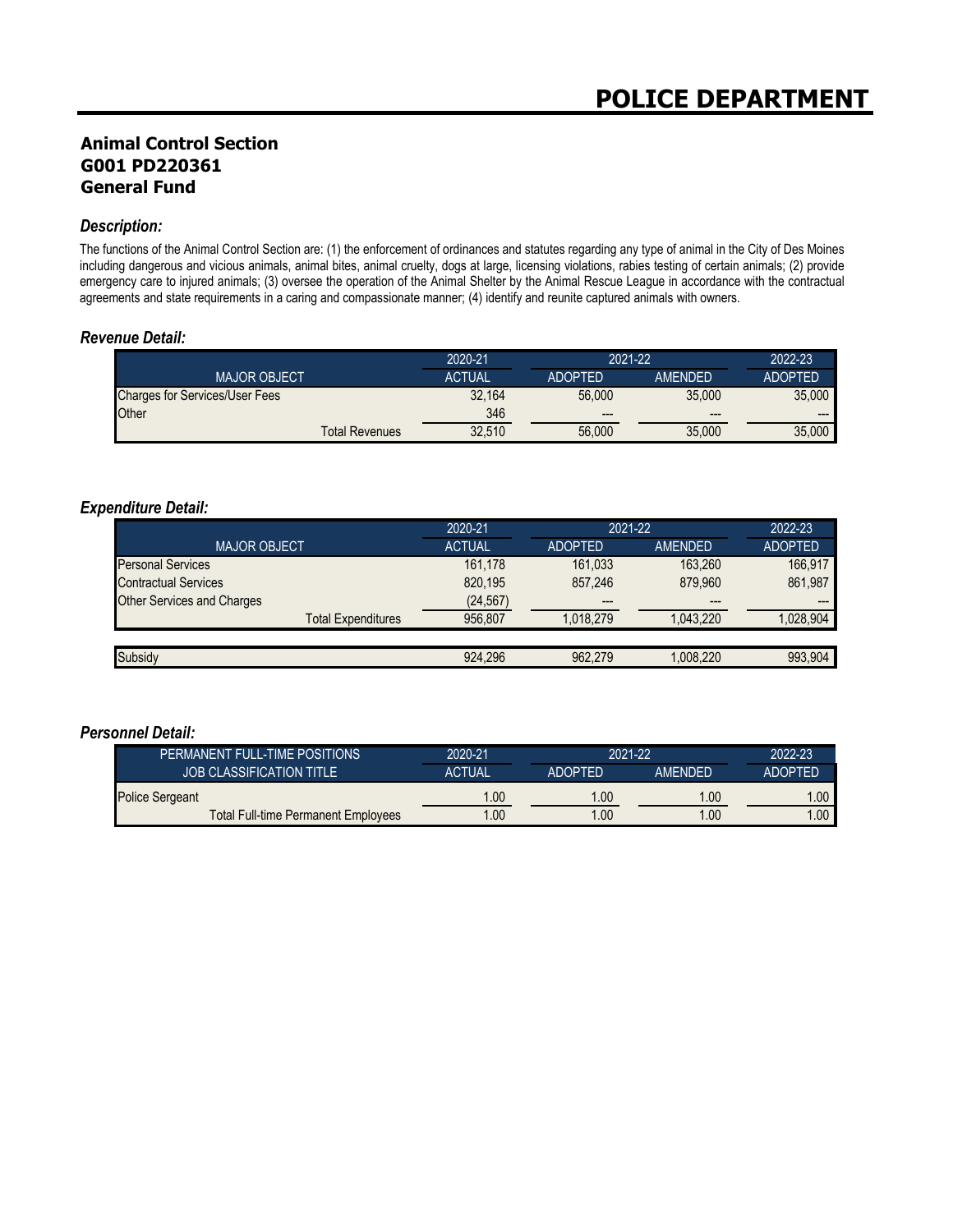# POLICE DEPARTMENT

## Animal Control Section
## G001 PD220361
## General Fund

### *Description:*

The functions of the Animal Control Section are: (1) the enforcement of ordinances and statutes regarding any type of animal in the City of Des Moines including dangerous and vicious animals, animal bites, animal cruelty, dogs at large, licensing violations, rabies testing of certain animals; (2) provide emergency care to injured animals; (3) oversee the operation of the Animal Shelter by the Animal Rescue League in accordance with the contractual agreements and state requirements in a caring and compassionate manner; (4) identify and reunite captured animals with owners.

### *Revenue Detail:*

| | 2020-21 | 2021-22 | | 2022-23 |
|---|---|---|---|---|
| MAJOR OBJECT | ACTUAL | ADOPTED | AMENDED | ADOPTED |
| Charges for Services/User Fees | 32,164 | 56,000 | 35,000 | 35,000 |
| Other | 346 | --- | --- | --- |
| Total Revenues | 32,510 | 56,000 | 35,000 | 35,000 |

### *Expenditure Detail:*

| | 2020-21 | 2021-22 | | 2022-23 |
|---|---|---|---|---|
| MAJOR OBJECT | ACTUAL | ADOPTED | AMENDED | ADOPTED |
| Personal Services | 161,178 | 161,033 | 163,260 | 166,917 |
| Contractual Services | 820,195 | 857,246 | 879,960 | 861,987 |
| Other Services and Charges | (24,567) | --- | --- | --- |
| Total Expenditures | 956,807 | 1,018,279 | 1,043,220 | 1,028,904 |
| Subsidy | 924,296 | 962,279 | 1,008,220 | 993,904 |

### *Personnel Detail:*

| PERMANENT FULL-TIME POSITIONS | 2020-21 | 2021-22 | | 2022-23 |
|---|---|---|---|---|
| JOB CLASSIFICATION TITLE | ACTUAL | ADOPTED | AMENDED | ADOPTED |
| Police Sergeant | 1.00 | 1.00 | 1.00 | 1.00 |
| Total Full-time Permanent Employees | 1.00 | 1.00 | 1.00 | 1.00 |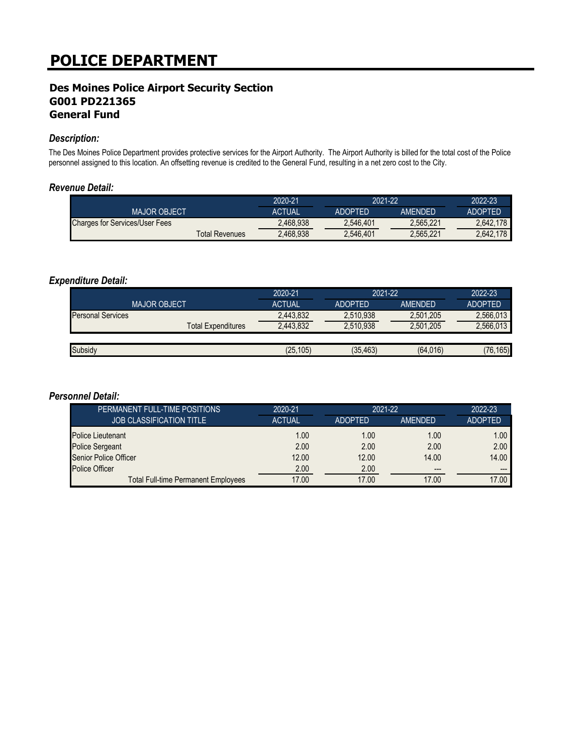# POLICE DEPARTMENT

## Des Moines Police Airport Security Section
## G001 PD221365
## General Fund

### *Description:*

The Des Moines Police Department provides protective services for the Airport Authority. The Airport Authority is billed for the total cost of the Police personnel assigned to this location. An offsetting revenue is credited to the General Fund, resulting in a net zero cost to the City.

### *Revenue Detail:*

| | 2020-21 | 2021-22 | | 2022-23 |
|---|---|---|---|---|
| MAJOR OBJECT | ACTUAL | ADOPTED | AMENDED | ADOPTED |
| Charges for Services/User Fees | 2,468,938 | 2,546,401 | 2,565,221 | 2,642,178 |
| Total Revenues | 2,468,938 | 2,546,401 | 2,565,221 | 2,642,178 |

### *Expenditure Detail:*

| | 2020-21 | 2021-22 | | 2022-23 |
|---|---|---|---|---|
| MAJOR OBJECT | ACTUAL | ADOPTED | AMENDED | ADOPTED |
| Personal Services | 2,443,832 | 2,510,938 | 2,501,205 | 2,566,013 |
| Total Expenditures | 2,443,832 | 2,510,938 | 2,501,205 | 2,566,013 |
| Subsidy | (25,105) | (35,463) | (64,016) | (76,165) |

### *Personnel Detail:*

| PERMANENT FULL-TIME POSITIONS | 2020-21 | 2021-22 | | 2022-23 |
|---|---|---|---|---|
| JOB CLASSIFICATION TITLE | ACTUAL | ADOPTED | AMENDED | ADOPTED |
| Police Lieutenant | 1.00 | 1.00 | 1.00 | 1.00 |
| Police Sergeant | 2.00 | 2.00 | 2.00 | 2.00 |
| Senior Police Officer | 12.00 | 12.00 | 14.00 | 14.00 |
| Police Officer | 2.00 | 2.00 | --- | --- |
| Total Full-time Permanent Employees | 17.00 | 17.00 | 17.00 | 17.00 |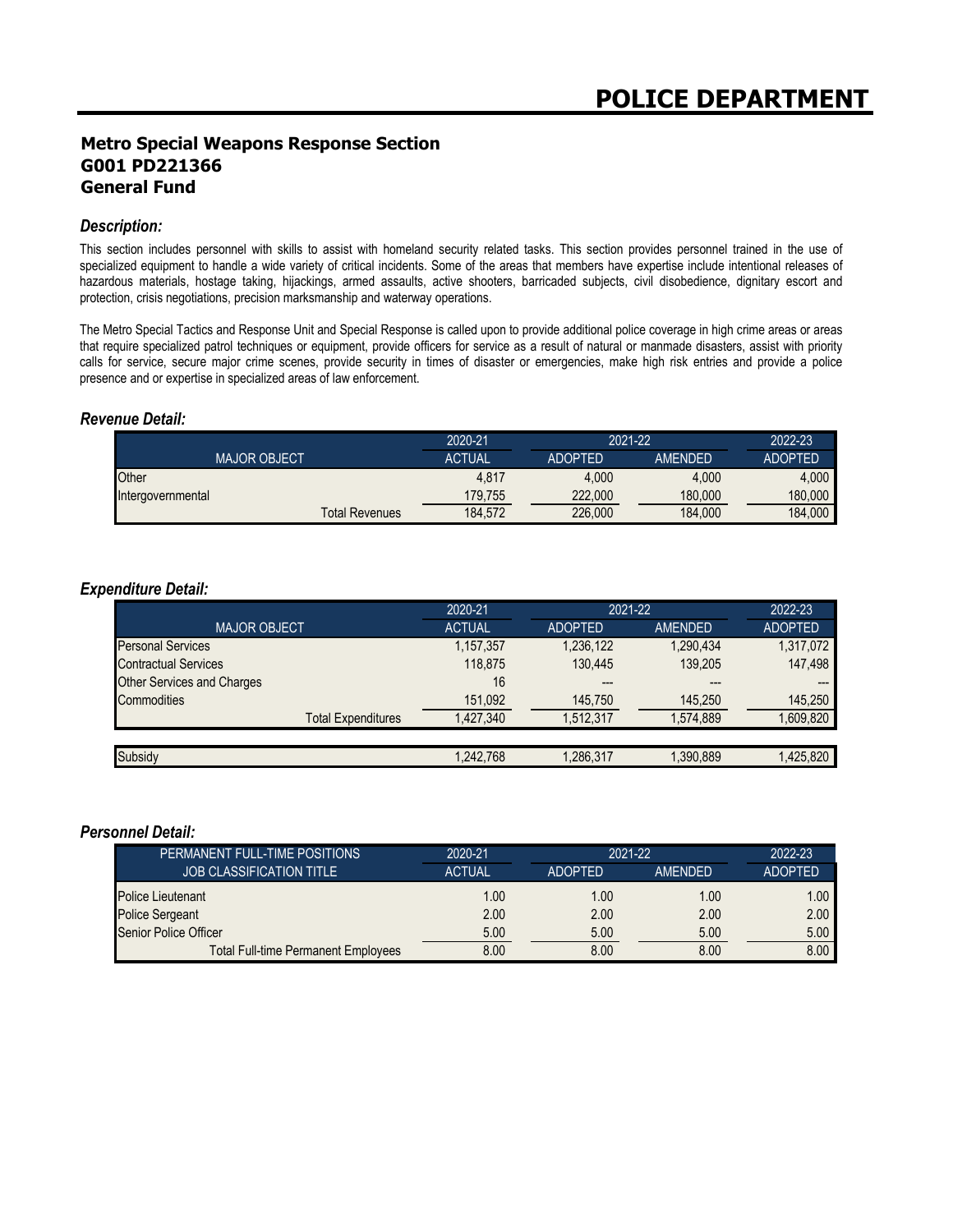# POLICE DEPARTMENT

## Metro Special Weapons Response Section
## G001 PD221366
## General Fund

### *Description:*

This section includes personnel with skills to assist with homeland security related tasks. This section provides personnel trained in the use of specialized equipment to handle a wide variety of critical incidents. Some of the areas that members have expertise include intentional releases of hazardous materials, hostage taking, hijackings, armed assaults, active shooters, barricaded subjects, civil disobedience, dignitary escort and protection, crisis negotiations, precision marksmanship and waterway operations.

The Metro Special Tactics and Response Unit and Special Response is called upon to provide additional police coverage in high crime areas or areas that require specialized patrol techniques or equipment, provide officers for service as a result of natural or manmade disasters, assist with priority calls for service, secure major crime scenes, provide security in times of disaster or emergencies, make high risk entries and provide a police presence and or expertise in specialized areas of law enforcement.

### *Revenue Detail:*

| | 2020-21 | 2021-22 | | 2022-23 |
|---|---|---|---|---|
| MAJOR OBJECT | ACTUAL | ADOPTED | AMENDED | ADOPTED |
| Other | 4,817 | 4,000 | 4,000 | 4,000 |
| Intergovernmental | 179,755 | 222,000 | 180,000 | 180,000 |
| Total Revenues | 184,572 | 226,000 | 184,000 | 184,000 |

### *Expenditure Detail:*

| | 2020-21 | 2021-22 | | 2022-23 |
|---|---|---|---|---|
| MAJOR OBJECT | ACTUAL | ADOPTED | AMENDED | ADOPTED |
| Personal Services | 1,157,357 | 1,236,122 | 1,290,434 | 1,317,072 |
| Contractual Services | 118,875 | 130,445 | 139,205 | 147,498 |
| Other Services and Charges | 16 | --- | --- | --- |
| Commodities | 151,092 | 145,750 | 145,250 | 145,250 |
| Total Expenditures | 1,427,340 | 1,512,317 | 1,574,889 | 1,609,820 |
| | | | | |
| Subsidy | 1,242,768 | 1,286,317 | 1,390,889 | 1,425,820 |

### *Personnel Detail:*

| PERMANENT FULL-TIME POSITIONS | 2020-21 | 2021-22 | | 2022-23 |
|---|---|---|---|---|
| JOB CLASSIFICATION TITLE | ACTUAL | ADOPTED | AMENDED | ADOPTED |
| Police Lieutenant | 1.00 | 1.00 | 1.00 | 1.00 |
| Police Sergeant | 2.00 | 2.00 | 2.00 | 2.00 |
| Senior Police Officer | 5.00 | 5.00 | 5.00 | 5.00 |
| Total Full-time Permanent Employees | 8.00 | 8.00 | 8.00 | 8.00 |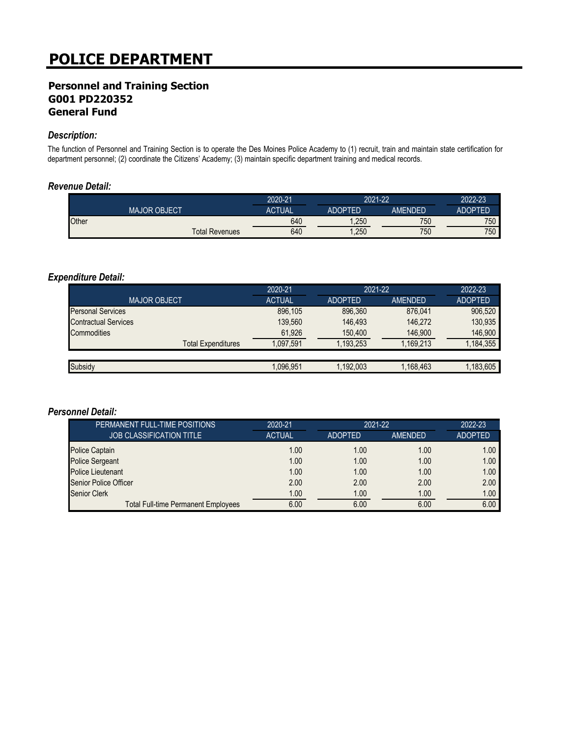# POLICE DEPARTMENT

## Personnel and Training Section
## G001 PD220352
## General Fund

### *Description:*

The function of Personnel and Training Section is to operate the Des Moines Police Academy to (1) recruit, train and maintain state certification for department personnel; (2) coordinate the Citizens' Academy; (3) maintain specific department training and medical records.

### *Revenue Detail:*

| | 2020-21 | 2021-22 | | 2022-23 |
|---|---|---|---|---|
| MAJOR OBJECT | ACTUAL | ADOPTED | AMENDED | ADOPTED |
| Other | 640 | 1,250 | 750 | 750 |
| Total Revenues | 640 | 1,250 | 750 | 750 |

### *Expenditure Detail:*

| | 2020-21 | 2021-22 | | 2022-23 |
|---|---|---|---|---|
| MAJOR OBJECT | ACTUAL | ADOPTED | AMENDED | ADOPTED |
| Personal Services | 896,105 | 896,360 | 876,041 | 906,520 |
| Contractual Services | 139,560 | 146,493 | 146,272 | 130,935 |
| Commodities | 61,926 | 150,400 | 146,900 | 146,900 |
| Total Expenditures | 1,097,591 | 1,193,253 | 1,169,213 | 1,184,355 |
| Subsidy | 1,096,951 | 1,192,003 | 1,168,463 | 1,183,605 |

### *Personnel Detail:*

| PERMANENT FULL-TIME POSITIONS | 2020-21 | 2021-22 | | 2022-23 |
|---|---|---|---|---|
| JOB CLASSIFICATION TITLE | ACTUAL | ADOPTED | AMENDED | ADOPTED |
| Police Captain | 1.00 | 1.00 | 1.00 | 1.00 |
| Police Sergeant | 1.00 | 1.00 | 1.00 | 1.00 |
| Police Lieutenant | 1.00 | 1.00 | 1.00 | 1.00 |
| Senior Police Officer | 2.00 | 2.00 | 2.00 | 2.00 |
| Senior Clerk | 1.00 | 1.00 | 1.00 | 1.00 |
| Total Full-time Permanent Employees | 6.00 | 6.00 | 6.00 | 6.00 |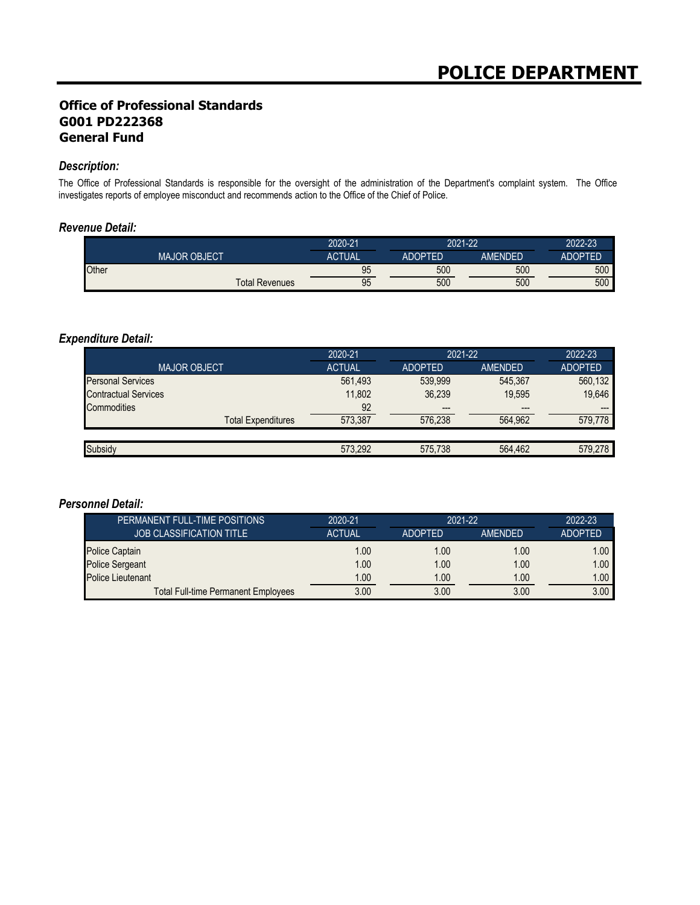# POLICE DEPARTMENT

## Office of Professional Standards
## G001 PD222368
## General Fund

### *Description:*

The Office of Professional Standards is responsible for the oversight of the administration of the Department's complaint system. The Office investigates reports of employee misconduct and recommends action to the Office of the Chief of Police.

### *Revenue Detail:*

| | 2020-21 | 2021-22 | | 2022-23 |
|---|---|---|---|---|
| MAJOR OBJECT | ACTUAL | ADOPTED | AMENDED | ADOPTED |
| Other | 95 | 500 | 500 | 500 |
| Total Revenues | 95 | 500 | 500 | 500 |

### *Expenditure Detail:*

| | 2020-21 | 2021-22 | | 2022-23 |
|---|---|---|---|---|
| MAJOR OBJECT | ACTUAL | ADOPTED | AMENDED | ADOPTED |
| Personal Services | 561,493 | 539,999 | 545,367 | 560,132 |
| Contractual Services | 11,802 | 36,239 | 19,595 | 19,646 |
| Commodities | 92 | --- | --- | --- |
| Total Expenditures | 573,387 | 576,238 | 564,962 | 579,778 |
| Subsidy | 573,292 | 575,738 | 564,462 | 579,278 |

### *Personnel Detail:*

| PERMANENT FULL-TIME POSITIONS | 2020-21 | 2021-22 | | 2022-23 |
|---|---|---|---|---|
| JOB CLASSIFICATION TITLE | ACTUAL | ADOPTED | AMENDED | ADOPTED |
| Police Captain | 1.00 | 1.00 | 1.00 | 1.00 |
| Police Sergeant | 1.00 | 1.00 | 1.00 | 1.00 |
| Police Lieutenant | 1.00 | 1.00 | 1.00 | 1.00 |
| Total Full-time Permanent Employees | 3.00 | 3.00 | 3.00 | 3.00 |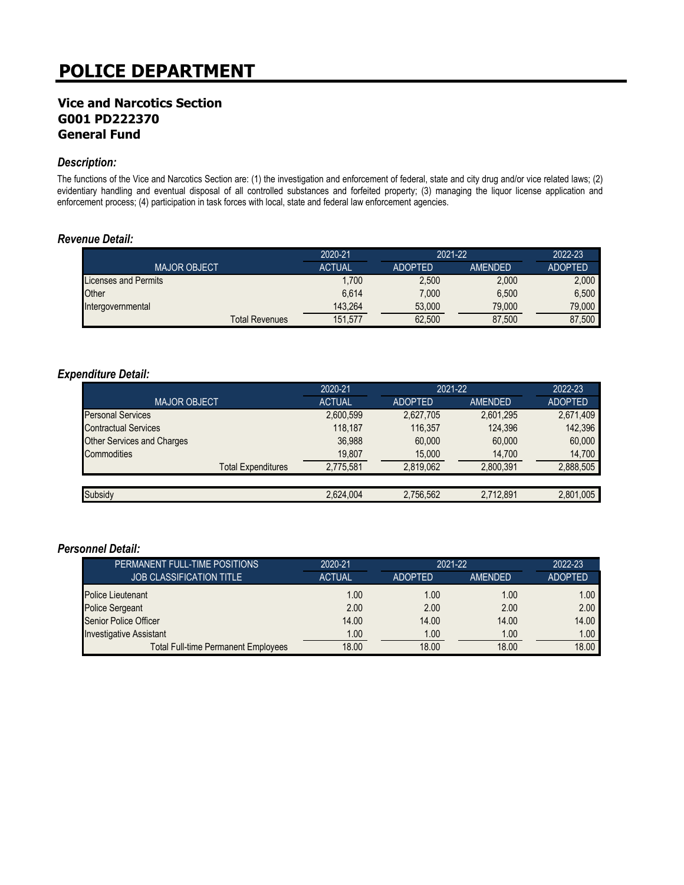# POLICE DEPARTMENT

### Vice and Narcotics Section
### G001 PD222370
### General Fund

#### *Description:*

The functions of the Vice and Narcotics Section are: (1) the investigation and enforcement of federal, state and city drug and/or vice related laws; (2) evidentiary handling and eventual disposal of all controlled substances and forfeited property; (3) managing the liquor license application and enforcement process; (4) participation in task forces with local, state and federal law enforcement agencies.

#### *Revenue Detail:*

| | 2020-21 | 2021-22 | | 2022-23 |
|---|---|---|---|---|
| MAJOR OBJECT | ACTUAL | ADOPTED | AMENDED | ADOPTED |
| Licenses and Permits | 1,700 | 2,500 | 2,000 | 2,000 |
| Other | 6,614 | 7,000 | 6,500 | 6,500 |
| Intergovernmental | 143,264 | 53,000 | 79,000 | 79,000 |
| Total Revenues | 151,577 | 62,500 | 87,500 | 87,500 |

#### *Expenditure Detail:*

| | 2020-21 | 2021-22 | | 2022-23 |
|---|---|---|---|---|
| MAJOR OBJECT | ACTUAL | ADOPTED | AMENDED | ADOPTED |
| Personal Services | 2,600,599 | 2,627,705 | 2,601,295 | 2,671,409 |
| Contractual Services | 118,187 | 116,357 | 124,396 | 142,396 |
| Other Services and Charges | 36,988 | 60,000 | 60,000 | 60,000 |
| Commodities | 19,807 | 15,000 | 14,700 | 14,700 |
| Total Expenditures | 2,775,581 | 2,819,062 | 2,800,391 | 2,888,505 |
| | | | | |
| Subsidy | 2,624,004 | 2,756,562 | 2,712,891 | 2,801,005 |

#### *Personnel Detail:*

| PERMANENT FULL-TIME POSITIONS | 2020-21 | 2021-22 | | 2022-23 |
|---|---|---|---|---|
| JOB CLASSIFICATION TITLE | ACTUAL | ADOPTED | AMENDED | ADOPTED |
| Police Lieutenant | 1.00 | 1.00 | 1.00 | 1.00 |
| Police Sergeant | 2.00 | 2.00 | 2.00 | 2.00 |
| Senior Police Officer | 14.00 | 14.00 | 14.00 | 14.00 |
| Investigative Assistant | 1.00 | 1.00 | 1.00 | 1.00 |
| Total Full-time Permanent Employees | 18.00 | 18.00 | 18.00 | 18.00 |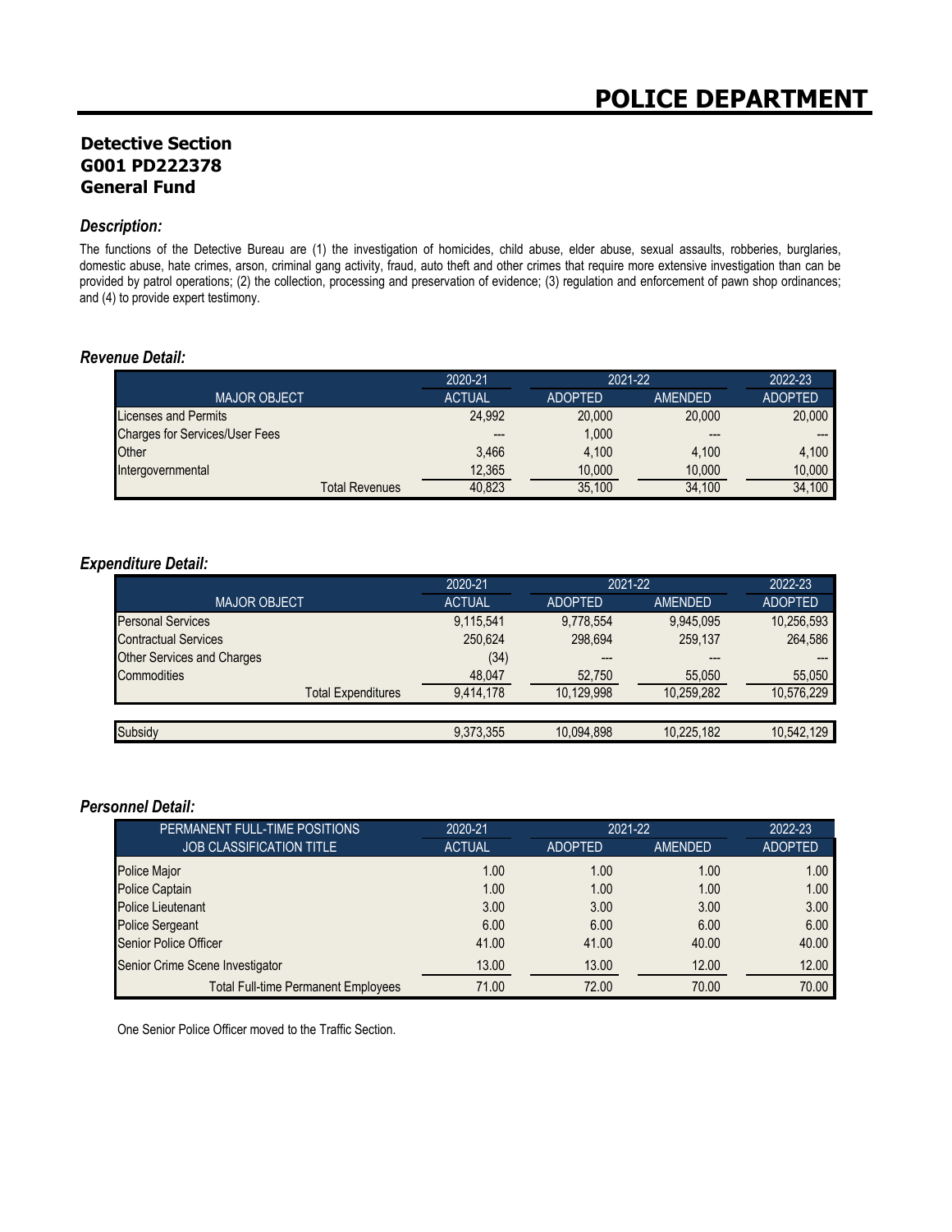# POLICE DEPARTMENT

## Detective Section
## G001 PD222378
## General Fund

### *Description:*

The functions of the Detective Bureau are (1) the investigation of homicides, child abuse, elder abuse, sexual assaults, robberies, burglaries, domestic abuse, hate crimes, arson, criminal gang activity, fraud, auto theft and other crimes that require more extensive investigation than can be provided by patrol operations; (2) the collection, processing and preservation of evidence; (3) regulation and enforcement of pawn shop ordinances; and (4) to provide expert testimony.

### *Revenue Detail:*

| | 2020-21 | 2021-22 | | 2022-23 |
|---|---|---|---|---|
| MAJOR OBJECT | ACTUAL | ADOPTED | AMENDED | ADOPTED |
| Licenses and Permits | 24,992 | 20,000 | 20,000 | 20,000 |
| Charges for Services/User Fees | --- | 1,000 | --- | --- |
| Other | 3,466 | 4,100 | 4,100 | 4,100 |
| Intergovernmental | 12,365 | 10,000 | 10,000 | 10,000 |
| Total Revenues | 40,823 | 35,100 | 34,100 | 34,100 |

### *Expenditure Detail:*

| | 2020-21 | 2021-22 | | 2022-23 |
|---|---|---|---|---|
| MAJOR OBJECT | ACTUAL | ADOPTED | AMENDED | ADOPTED |
| Personal Services | 9,115,541 | 9,778,554 | 9,945,095 | 10,256,593 |
| Contractual Services | 250,624 | 298,694 | 259,137 | 264,586 |
| Other Services and Charges | (34) | --- | --- | --- |
| Commodities | 48,047 | 52,750 | 55,050 | 55,050 |
| Total Expenditures | 9,414,178 | 10,129,998 | 10,259,282 | 10,576,229 |
| | | | | |
| Subsidy | 9,373,355 | 10,094,898 | 10,225,182 | 10,542,129 |

### *Personnel Detail:*

| PERMANENT FULL-TIME POSITIONS | 2020-21 | 2021-22 | | 2022-23 |
|---|---|---|---|---|
| JOB CLASSIFICATION TITLE | ACTUAL | ADOPTED | AMENDED | ADOPTED |
| Police Major | 1.00 | 1.00 | 1.00 | 1.00 |
| Police Captain | 1.00 | 1.00 | 1.00 | 1.00 |
| Police Lieutenant | 3.00 | 3.00 | 3.00 | 3.00 |
| Police Sergeant | 6.00 | 6.00 | 6.00 | 6.00 |
| Senior Police Officer | 41.00 | 41.00 | 40.00 | 40.00 |
| Senior Crime Scene Investigator | 13.00 | 13.00 | 12.00 | 12.00 |
| Total Full-time Permanent Employees | 71.00 | 72.00 | 70.00 | 70.00 |

One Senior Police Officer moved to the Traffic Section.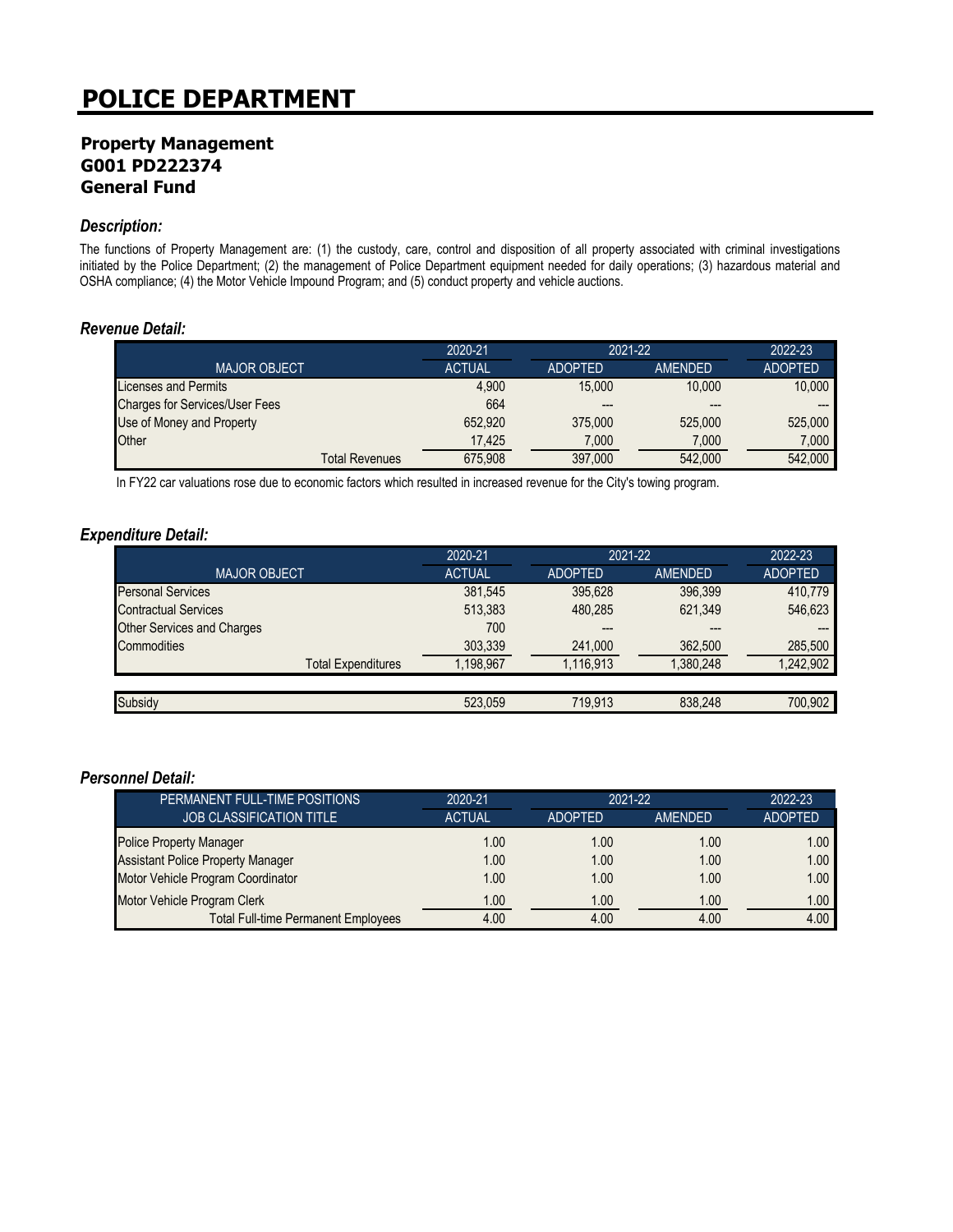# POLICE DEPARTMENT

## Property Management
## G001 PD222374
## General Fund

### *Description:*

The functions of Property Management are: (1) the custody, care, control and disposition of all property associated with criminal investigations initiated by the Police Department; (2) the management of Police Department equipment needed for daily operations; (3) hazardous material and OSHA compliance; (4) the Motor Vehicle Impound Program; and (5) conduct property and vehicle auctions.

### *Revenue Detail:*

| | 2020-21 | 2021-22 | | 2022-23 |
|---|---|---|---|---|
| MAJOR OBJECT | ACTUAL | ADOPTED | AMENDED | ADOPTED |
| Licenses and Permits | 4,900 | 15,000 | 10,000 | 10,000 |
| Charges for Services/User Fees | 664 | --- | --- | --- |
| Use of Money and Property | 652,920 | 375,000 | 525,000 | 525,000 |
| Other | 17,425 | 7,000 | 7,000 | 7,000 |
| Total Revenues | 675,908 | 397,000 | 542,000 | 542,000 |

In FY22 car valuations rose due to economic factors which resulted in increased revenue for the City's towing program.

### *Expenditure Detail:*

| | 2020-21 | 2021-22 | | 2022-23 |
|---|---|---|---|---|
| MAJOR OBJECT | ACTUAL | ADOPTED | AMENDED | ADOPTED |
| Personal Services | 381,545 | 395,628 | 396,399 | 410,779 |
| Contractual Services | 513,383 | 480,285 | 621,349 | 546,623 |
| Other Services and Charges | 700 | --- | --- | --- |
| Commodities | 303,339 | 241,000 | 362,500 | 285,500 |
| Total Expenditures | 1,198,967 | 1,116,913 | 1,380,248 | 1,242,902 |
| | | | | |
| Subsidy | 523,059 | 719,913 | 838,248 | 700,902 |

### *Personnel Detail:*

| PERMANENT FULL-TIME POSITIONS | 2020-21 | 2021-22 | | 2022-23 |
|---|---|---|---|---|
| JOB CLASSIFICATION TITLE | ACTUAL | ADOPTED | AMENDED | ADOPTED |
| Police Property Manager | 1.00 | 1.00 | 1.00 | 1.00 |
| Assistant Police Property Manager | 1.00 | 1.00 | 1.00 | 1.00 |
| Motor Vehicle Program Coordinator | 1.00 | 1.00 | 1.00 | 1.00 |
| Motor Vehicle Program Clerk | 1.00 | 1.00 | 1.00 | 1.00 |
| Total Full-time Permanent Employees | 4.00 | 4.00 | 4.00 | 4.00 |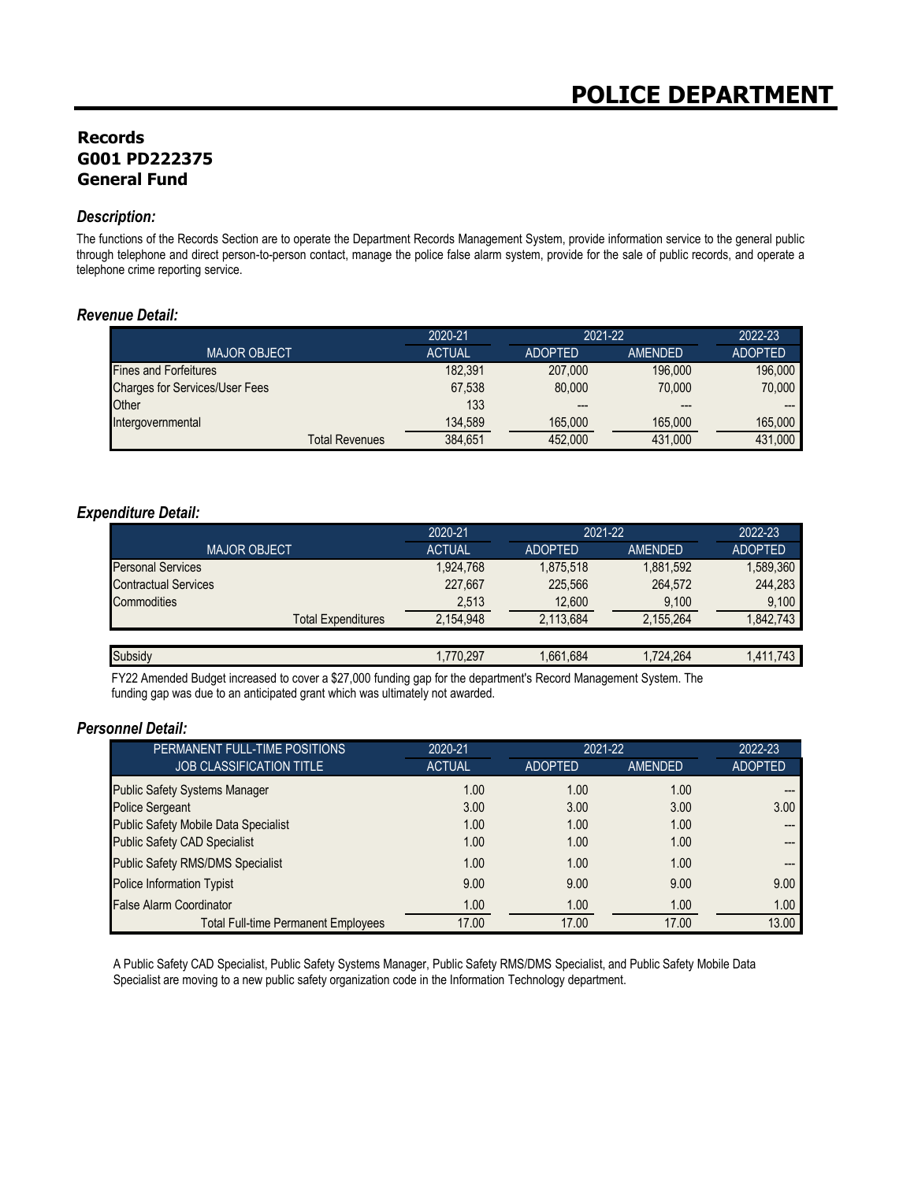# POLICE DEPARTMENT

## Records
## G001 PD222375
## General Fund

### *Description:*

The functions of the Records Section are to operate the Department Records Management System, provide information service to the general public through telephone and direct person-to-person contact, manage the police false alarm system, provide for the sale of public records, and operate a telephone crime reporting service.

### *Revenue Detail:*

| | 2020-21 | 2021-22 | | 2022-23 |
|---|---|---|---|---|
| MAJOR OBJECT | ACTUAL | ADOPTED | AMENDED | ADOPTED |
| Fines and Forfeitures | 182,391 | 207,000 | 196,000 | 196,000 |
| Charges for Services/User Fees | 67,538 | 80,000 | 70,000 | 70,000 |
| Other | 133 | --- | --- | --- |
| Intergovernmental | 134,589 | 165,000 | 165,000 | 165,000 |
| Total Revenues | 384,651 | 452,000 | 431,000 | 431,000 |

### *Expenditure Detail:*

| | 2020-21 | 2021-22 | | 2022-23 |
|---|---|---|---|---|
| MAJOR OBJECT | ACTUAL | ADOPTED | AMENDED | ADOPTED |
| Personal Services | 1,924,768 | 1,875,518 | 1,881,592 | 1,589,360 |
| Contractual Services | 227,667 | 225,566 | 264,572 | 244,283 |
| Commodities | 2,513 | 12,600 | 9,100 | 9,100 |
| Total Expenditures | 2,154,948 | 2,113,684 | 2,155,264 | 1,842,743 |
| | | | | |
| Subsidy | 1,770,297 | 1,661,684 | 1,724,264 | 1,411,743 |

FY22 Amended Budget increased to cover a $27,000 funding gap for the department's Record Management System. The funding gap was due to an anticipated grant which was ultimately not awarded.

### *Personnel Detail:*

| PERMANENT FULL-TIME POSITIONS | 2020-21 | 2021-22 | | 2022-23 |
|---|---|---|---|---|
| JOB CLASSIFICATION TITLE | ACTUAL | ADOPTED | AMENDED | ADOPTED |
| Public Safety Systems Manager | 1.00 | 1.00 | 1.00 | --- |
| Police Sergeant | 3.00 | 3.00 | 3.00 | 3.00 |
| Public Safety Mobile Data Specialist | 1.00 | 1.00 | 1.00 | --- |
| Public Safety CAD Specialist | 1.00 | 1.00 | 1.00 | --- |
| Public Safety RMS/DMS Specialist | 1.00 | 1.00 | 1.00 | --- |
| Police Information Typist | 9.00 | 9.00 | 9.00 | 9.00 |
| False Alarm Coordinator | 1.00 | 1.00 | 1.00 | 1.00 |
| Total Full-time Permanent Employees | 17.00 | 17.00 | 17.00 | 13.00 |

A Public Safety CAD Specialist, Public Safety Systems Manager, Public Safety RMS/DMS Specialist, and Public Safety Mobile Data Specialist are moving to a new public safety organization code in the Information Technology department.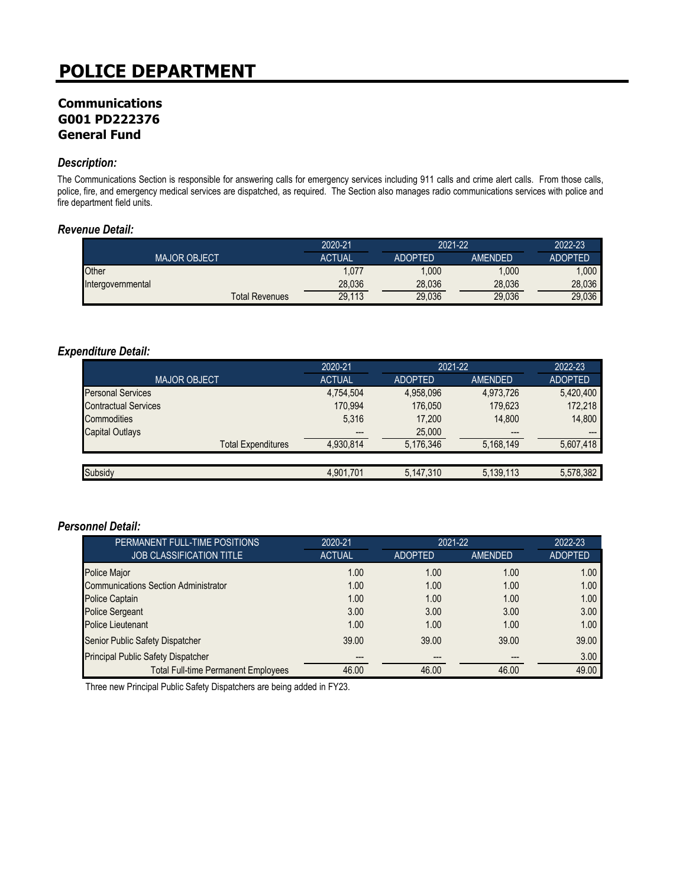# POLICE DEPARTMENT

## Communications
## G001 PD222376
## General Fund

### *Description:*

The Communications Section is responsible for answering calls for emergency services including 911 calls and crime alert calls. From those calls, police, fire, and emergency medical services are dispatched, as required. The Section also manages radio communications services with police and fire department field units.

### *Revenue Detail:*

| MAJOR OBJECT | 2020-21 ACTUAL | 2021-22 ADOPTED | 2021-22 AMENDED | 2022-23 ADOPTED |
|---|---|---|---|---|
| Other | 1,077 | 1,000 | 1,000 | 1,000 |
| Intergovernmental | 28,036 | 28,036 | 28,036 | 28,036 |
| Total Revenues | 29,113 | 29,036 | 29,036 | 29,036 |

### *Expenditure Detail:*

| MAJOR OBJECT | 2020-21 ACTUAL | 2021-22 ADOPTED | 2021-22 AMENDED | 2022-23 ADOPTED |
|---|---|---|---|---|
| Personal Services | 4,754,504 | 4,958,096 | 4,973,726 | 5,420,400 |
| Contractual Services | 170,994 | 176,050 | 179,623 | 172,218 |
| Commodities | 5,316 | 17,200 | 14,800 | 14,800 |
| Capital Outlays | --- | 25,000 | --- | --- |
| Total Expenditures | 4,930,814 | 5,176,346 | 5,168,149 | 5,607,418 |
| | | | | |
| Subsidy | 4,901,701 | 5,147,310 | 5,139,113 | 5,578,382 |

### *Personnel Detail:*

| PERMANENT FULL-TIME POSITIONS JOB CLASSIFICATION TITLE | 2020-21 ACTUAL | 2021-22 ADOPTED | 2021-22 AMENDED | 2022-23 ADOPTED |
|---|---|---|---|---|
| Police Major | 1.00 | 1.00 | 1.00 | 1.00 |
| Communications Section Administrator | 1.00 | 1.00 | 1.00 | 1.00 |
| Police Captain | 1.00 | 1.00 | 1.00 | 1.00 |
| Police Sergeant | 3.00 | 3.00 | 3.00 | 3.00 |
| Police Lieutenant | 1.00 | 1.00 | 1.00 | 1.00 |
| Senior Public Safety Dispatcher | 39.00 | 39.00 | 39.00 | 39.00 |
| Principal Public Safety Dispatcher | --- | --- | --- | 3.00 |
| Total Full-time Permanent Employees | 46.00 | 46.00 | 46.00 | 49.00 |

Three new Principal Public Safety Dispatchers are being added in FY23.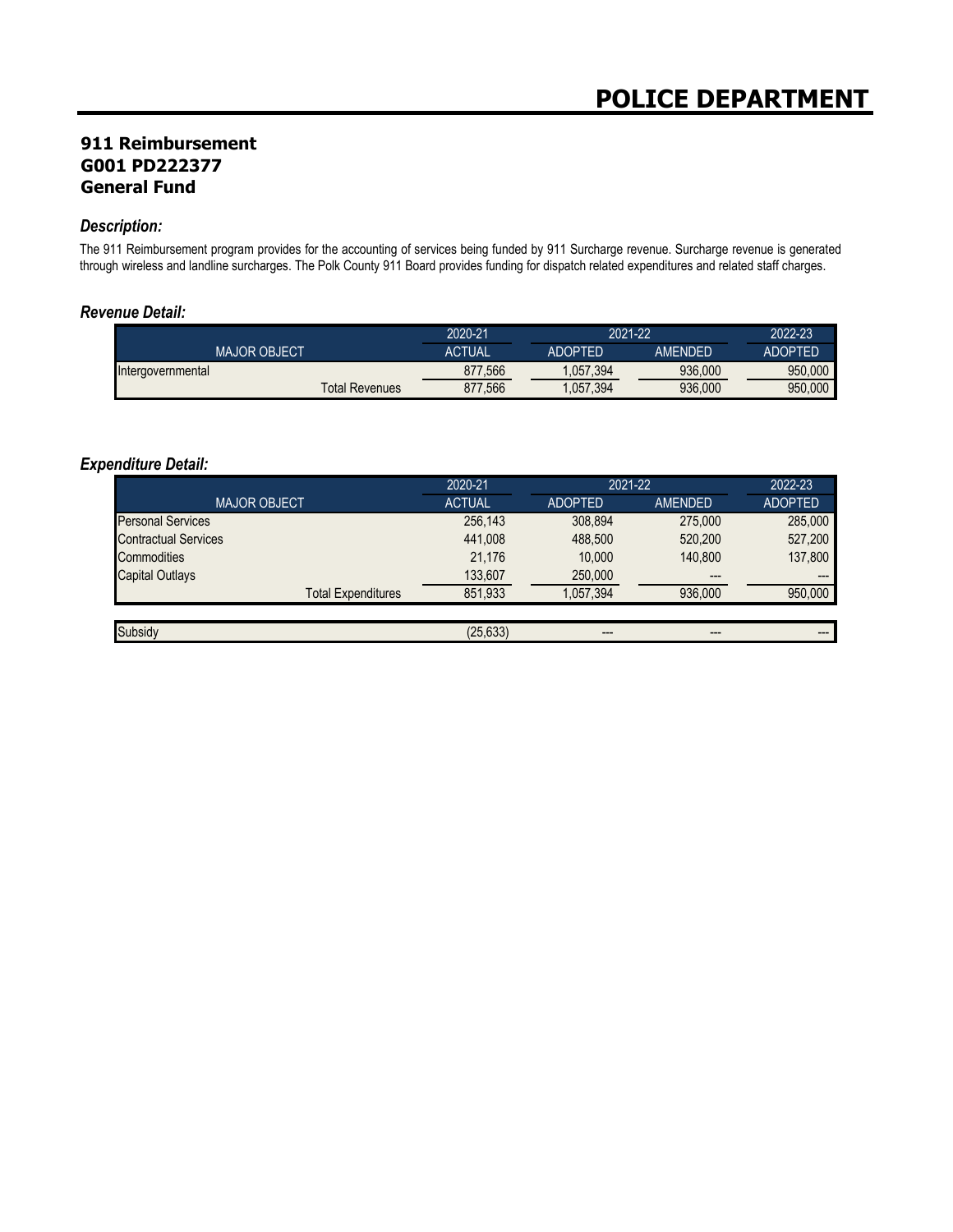# POLICE DEPARTMENT

## 911 Reimbursement
## G001 PD222377
## General Fund

### *Description:*

The 911 Reimbursement program provides for the accounting of services being funded by 911 Surcharge revenue. Surcharge revenue is generated through wireless and landline surcharges. The Polk County 911 Board provides funding for dispatch related expenditures and related staff charges.

### *Revenue Detail:*

| | 2020-21 | 2021-22 | | 2022-23 |
|---|---|---|---|---|
| MAJOR OBJECT | ACTUAL | ADOPTED | AMENDED | ADOPTED |
| Intergovernmental | 877,566 | 1,057,394 | 936,000 | 950,000 |
| Total Revenues | 877,566 | 1,057,394 | 936,000 | 950,000 |

### *Expenditure Detail:*

| | 2020-21 | 2021-22 | | 2022-23 |
|---|---|---|---|---|
| MAJOR OBJECT | ACTUAL | ADOPTED | AMENDED | ADOPTED |
| Personal Services | 256,143 | 308,894 | 275,000 | 285,000 |
| Contractual Services | 441,008 | 488,500 | 520,200 | 527,200 |
| Commodities | 21,176 | 10,000 | 140,800 | 137,800 |
| Capital Outlays | 133,607 | 250,000 | --- | --- |
| Total Expenditures | 851,933 | 1,057,394 | 936,000 | 950,000 |
| | | | | |
| Subsidy | (25,633) | --- | --- | --- |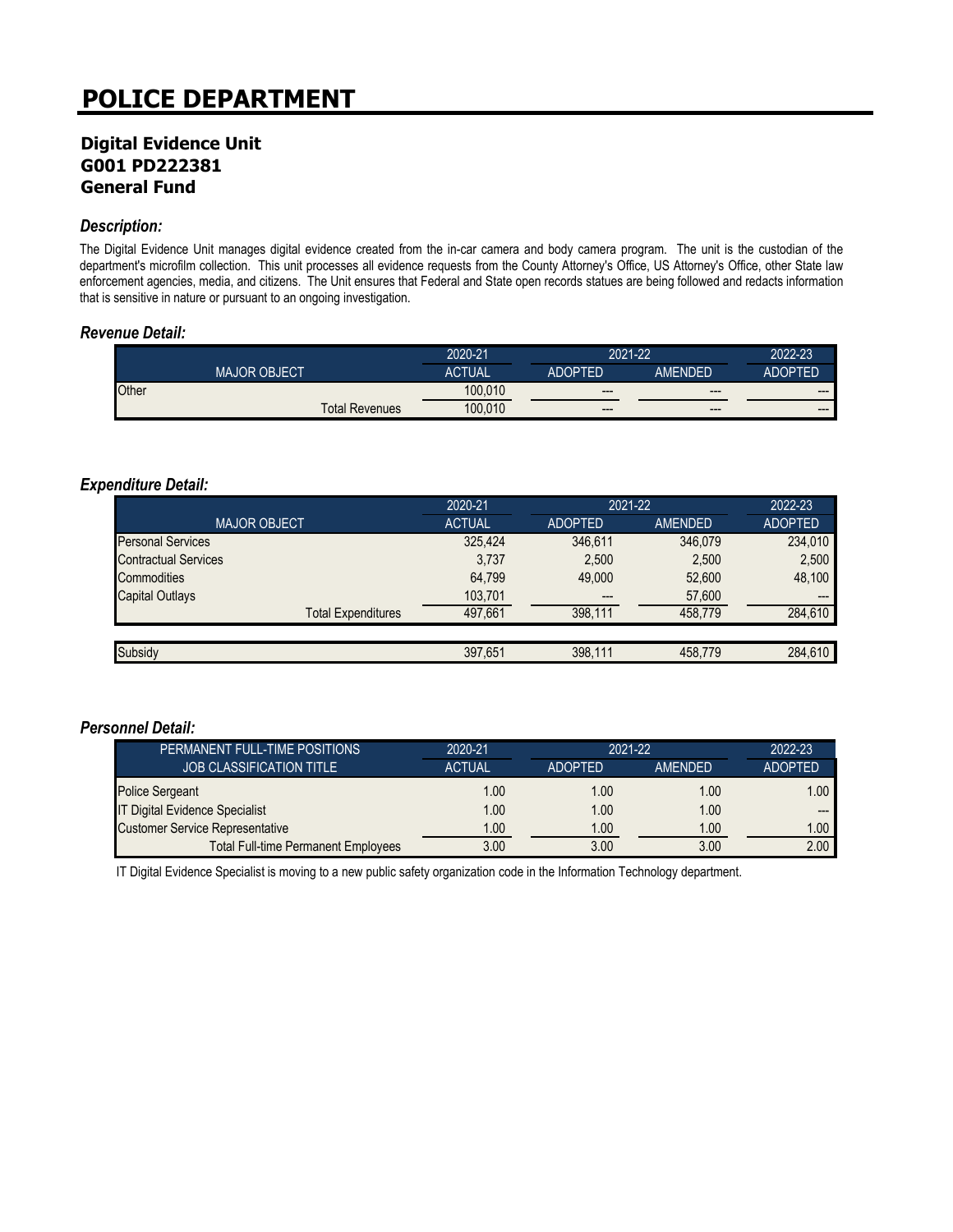# POLICE DEPARTMENT

### Digital Evidence Unit
### G001 PD222381
### General Fund

#### *Description:*

The Digital Evidence Unit manages digital evidence created from the in-car camera and body camera program. The unit is the custodian of the department's microfilm collection. This unit processes all evidence requests from the County Attorney's Office, US Attorney's Office, other State law enforcement agencies, media, and citizens. The Unit ensures that Federal and State open records statues are being followed and redacts information that is sensitive in nature or pursuant to an ongoing investigation.

#### *Revenue Detail:*

| | 2020-21 | 2021-22 | | 2022-23 |
|---|---|---|---|---|
| MAJOR OBJECT | ACTUAL | ADOPTED | AMENDED | ADOPTED |
| Other | 100,010 | --- | --- | --- |
| Total Revenues | 100,010 | --- | --- | --- |

#### *Expenditure Detail:*

| | 2020-21 | 2021-22 | | 2022-23 |
|---|---|---|---|---|
| MAJOR OBJECT | ACTUAL | ADOPTED | AMENDED | ADOPTED |
| Personal Services | 325,424 | 346,611 | 346,079 | 234,010 |
| Contractual Services | 3,737 | 2,500 | 2,500 | 2,500 |
| Commodities | 64,799 | 49,000 | 52,600 | 48,100 |
| Capital Outlays | 103,701 | --- | 57,600 | --- |
| Total Expenditures | 497,661 | 398,111 | 458,779 | 284,610 |
| | | | | |
| Subsidy | 397,651 | 398,111 | 458,779 | 284,610 |

#### *Personnel Detail:*

| PERMANENT FULL-TIME POSITIONS | 2020-21 | 2021-22 | | 2022-23 |
|---|---|---|---|---|
| JOB CLASSIFICATION TITLE | ACTUAL | ADOPTED | AMENDED | ADOPTED |
| Police Sergeant | 1.00 | 1.00 | 1.00 | 1.00 |
| IT Digital Evidence Specialist | 1.00 | 1.00 | 1.00 | --- |
| Customer Service Representative | 1.00 | 1.00 | 1.00 | 1.00 |
| Total Full-time Permanent Employees | 3.00 | 3.00 | 3.00 | 2.00 |

IT Digital Evidence Specialist is moving to a new public safety organization code in the Information Technology department.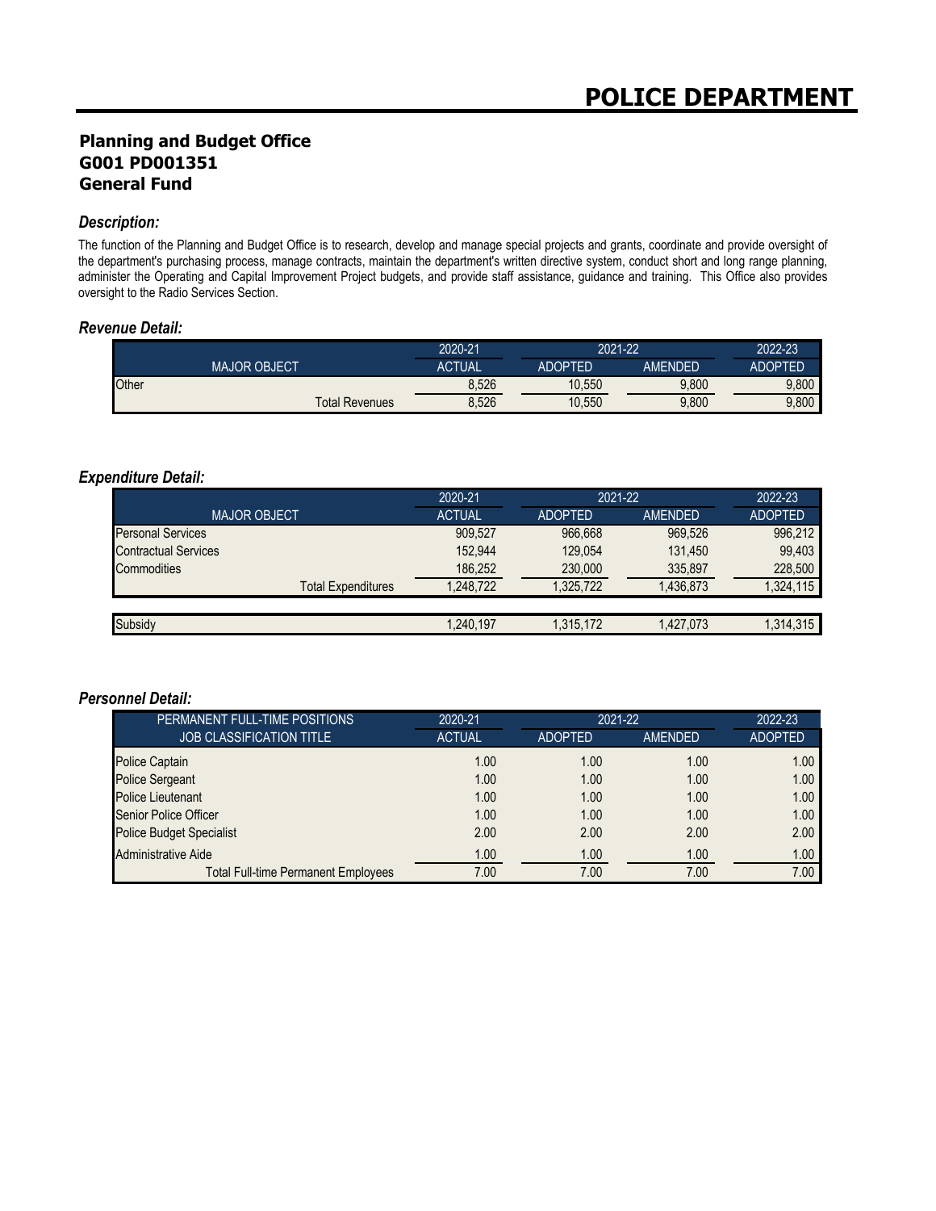# POLICE DEPARTMENT

## Planning and Budget Office
## G001 PD001351
## General Fund

### *Description:*

The function of the Planning and Budget Office is to research, develop and manage special projects and grants, coordinate and provide oversight of the department's purchasing process, manage contracts, maintain the department's written directive system, conduct short and long range planning, administer the Operating and Capital Improvement Project budgets, and provide staff assistance, guidance and training. This Office also provides oversight to the Radio Services Section.

### *Revenue Detail:*

| MAJOR OBJECT | 2020-21 ACTUAL | 2021-22 ADOPTED | 2021-22 AMENDED | 2022-23 ADOPTED |
|---|---|---|---|---|
| Other | 8,526 | 10,550 | 9,800 | 9,800 |
| Total Revenues | 8,526 | 10,550 | 9,800 | 9,800 |

### *Expenditure Detail:*

| MAJOR OBJECT | 2020-21 ACTUAL | 2021-22 ADOPTED | 2021-22 AMENDED | 2022-23 ADOPTED |
|---|---|---|---|---|
| Personal Services | 909,527 | 966,668 | 969,526 | 996,212 |
| Contractual Services | 152,944 | 129,054 | 131,450 | 99,403 |
| Commodities | 186,252 | 230,000 | 335,897 | 228,500 |
| Total Expenditures | 1,248,722 | 1,325,722 | 1,436,873 | 1,324,115 |
| Subsidy | 1,240,197 | 1,315,172 | 1,427,073 | 1,314,315 |

### *Personnel Detail:*

| PERMANENT FULL-TIME POSITIONS JOB CLASSIFICATION TITLE | 2020-21 ACTUAL | 2021-22 ADOPTED | 2021-22 AMENDED | 2022-23 ADOPTED |
|---|---|---|---|---|
| Police Captain | 1.00 | 1.00 | 1.00 | 1.00 |
| Police Sergeant | 1.00 | 1.00 | 1.00 | 1.00 |
| Police Lieutenant | 1.00 | 1.00 | 1.00 | 1.00 |
| Senior Police Officer | 1.00 | 1.00 | 1.00 | 1.00 |
| Police Budget Specialist | 2.00 | 2.00 | 2.00 | 2.00 |
| Administrative Aide | 1.00 | 1.00 | 1.00 | 1.00 |
| Total Full-time Permanent Employees | 7.00 | 7.00 | 7.00 | 7.00 |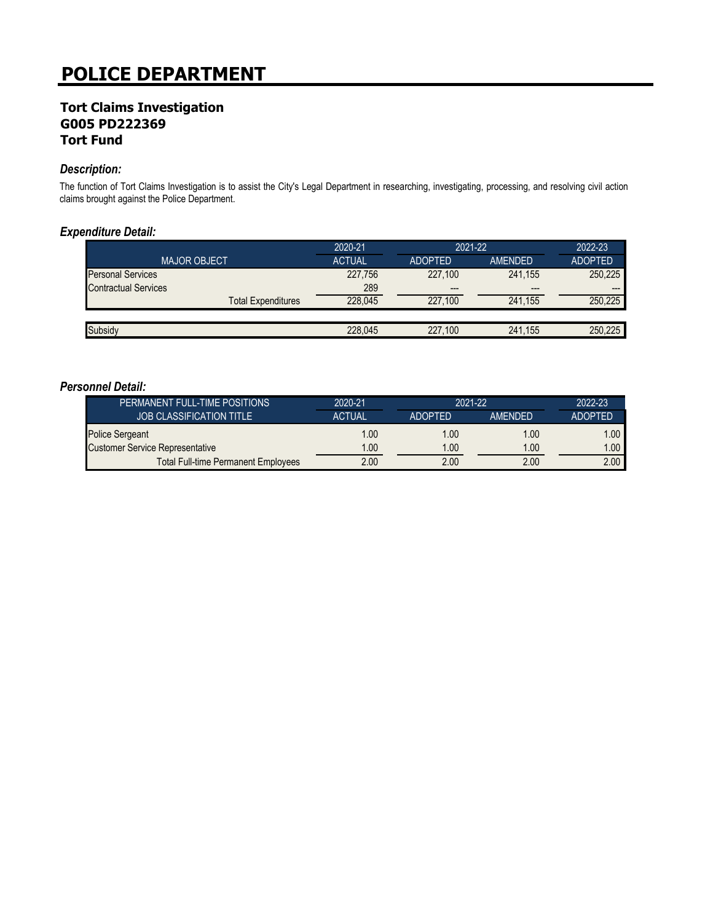# POLICE DEPARTMENT

## Tort Claims Investigation
## G005 PD222369
## Tort Fund

### *Description:*

The function of Tort Claims Investigation is to assist the City's Legal Department in researching, investigating, processing, and resolving civil action claims brought against the Police Department.

### *Expenditure Detail:*

| | 2020-21 | 2021-22 | | 2022-23 |
|---|---|---|---|---|
| MAJOR OBJECT | ACTUAL | ADOPTED | AMENDED | ADOPTED |
| Personal Services | 227,756 | 227,100 | 241,155 | 250,225 |
| Contractual Services | 289 | --- | --- | --- |
| Total Expenditures | 228,045 | 227,100 | 241,155 | 250,225 |
| | | | | |
| Subsidy | 228,045 | 227,100 | 241,155 | 250,225 |

### *Personnel Detail:*

| PERMANENT FULL-TIME POSITIONS | 2020-21 | 2021-22 | | 2022-23 |
|---|---|---|---|---|
| JOB CLASSIFICATION TITLE | ACTUAL | ADOPTED | AMENDED | ADOPTED |
| Police Sergeant | 1.00 | 1.00 | 1.00 | 1.00 |
| Customer Service Representative | 1.00 | 1.00 | 1.00 | 1.00 |
| Total Full-time Permanent Employees | 2.00 | 2.00 | 2.00 | 2.00 |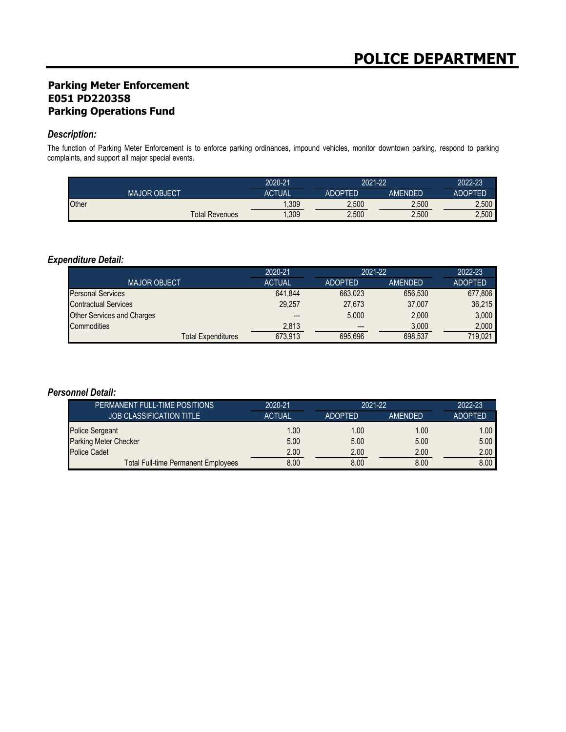# POLICE DEPARTMENT

## Parking Meter Enforcement
## E051 PD220358
## Parking Operations Fund

### *Description:*

The function of Parking Meter Enforcement is to enforce parking ordinances, impound vehicles, monitor downtown parking, respond to parking complaints, and support all major special events.

| MAJOR OBJECT | 2020-21 ACTUAL | 2021-22 ADOPTED | 2021-22 AMENDED | 2022-23 ADOPTED |
|---|---|---|---|---|
| Other | 1,309 | 2,500 | 2,500 | 2,500 |
| Total Revenues | 1,309 | 2,500 | 2,500 | 2,500 |

### *Expenditure Detail:*

| MAJOR OBJECT | 2020-21 ACTUAL | 2021-22 ADOPTED | 2021-22 AMENDED | 2022-23 ADOPTED |
|---|---|---|---|---|
| Personal Services | 641,844 | 663,023 | 656,530 | 677,806 |
| Contractual Services | 29,257 | 27,673 | 37,007 | 36,215 |
| Other Services and Charges | --- | 5,000 | 2,000 | 3,000 |
| Commodities | 2,813 | --- | 3,000 | 2,000 |
| Total Expenditures | 673,913 | 695,696 | 698,537 | 719,021 |

### *Personnel Detail:*

| PERMANENT FULL-TIME POSITIONS JOB CLASSIFICATION TITLE | 2020-21 ACTUAL | 2021-22 ADOPTED | 2021-22 AMENDED | 2022-23 ADOPTED |
|---|---|---|---|---|
| Police Sergeant | 1.00 | 1.00 | 1.00 | 1.00 |
| Parking Meter Checker | 5.00 | 5.00 | 5.00 | 5.00 |
| Police Cadet | 2.00 | 2.00 | 2.00 | 2.00 |
| Total Full-time Permanent Employees | 8.00 | 8.00 | 8.00 | 8.00 |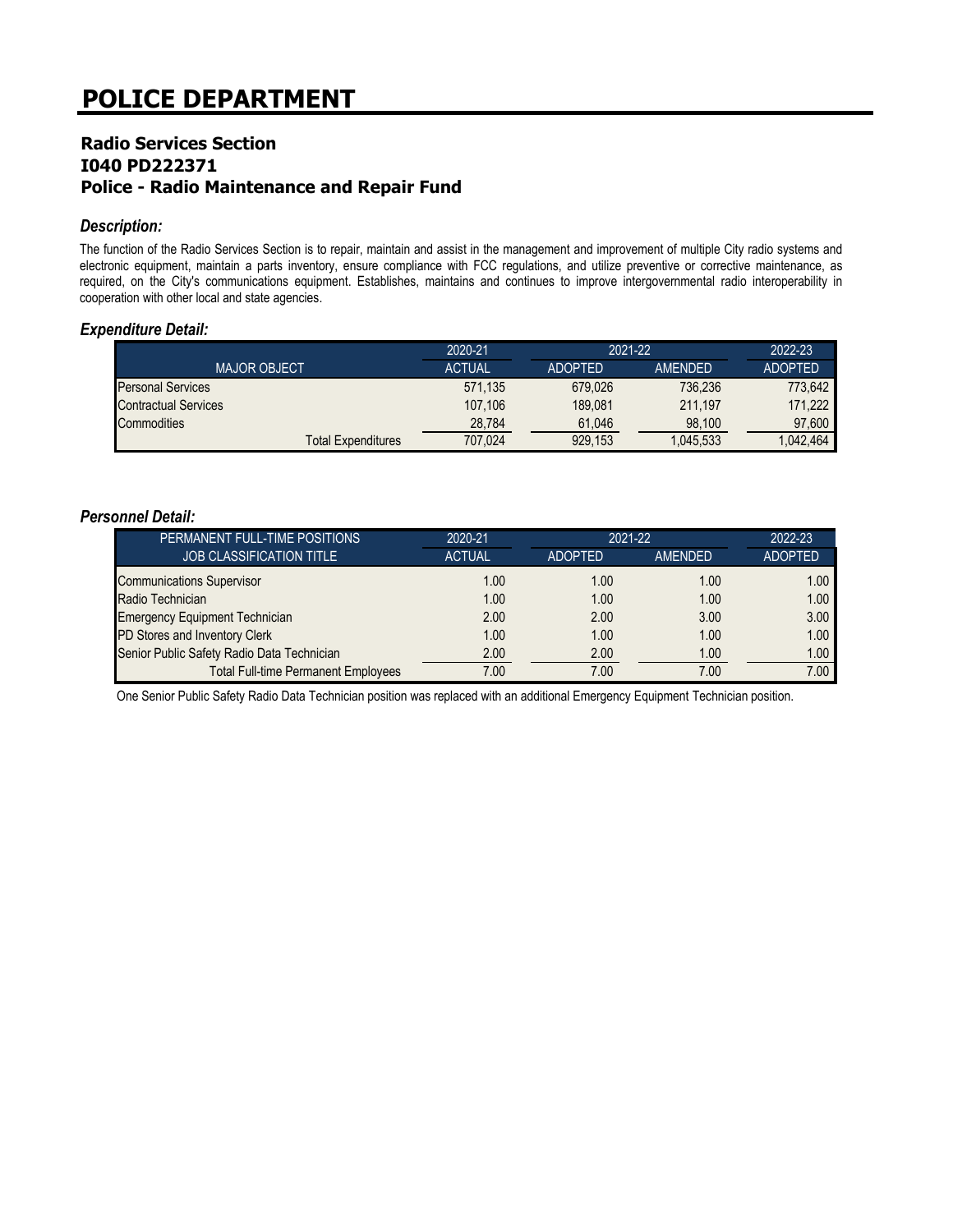# POLICE DEPARTMENT

## Radio Services Section
## I040 PD222371
## Police - Radio Maintenance and Repair Fund

### *Description:*

The function of the Radio Services Section is to repair, maintain and assist in the management and improvement of multiple City radio systems and electronic equipment, maintain a parts inventory, ensure compliance with FCC regulations, and utilize preventive or corrective maintenance, as required, on the City's communications equipment. Establishes, maintains and continues to improve intergovernmental radio interoperability in cooperation with other local and state agencies.

### *Expenditure Detail:*

| | 2020-21 | 2021-22 | | 2022-23 |
|---|---|---|---|---|
| MAJOR OBJECT | ACTUAL | ADOPTED | AMENDED | ADOPTED |
| Personal Services | 571,135 | 679,026 | 736,236 | 773,642 |
| Contractual Services | 107,106 | 189,081 | 211,197 | 171,222 |
| Commodities | 28,784 | 61,046 | 98,100 | 97,600 |
| Total Expenditures | 707,024 | 929,153 | 1,045,533 | 1,042,464 |

### *Personnel Detail:*

| PERMANENT FULL-TIME POSITIONS | 2020-21 | 2021-22 | | 2022-23 |
|---|---|---|---|---|
| JOB CLASSIFICATION TITLE | ACTUAL | ADOPTED | AMENDED | ADOPTED |
| Communications Supervisor | 1.00 | 1.00 | 1.00 | 1.00 |
| Radio Technician | 1.00 | 1.00 | 1.00 | 1.00 |
| Emergency Equipment Technician | 2.00 | 2.00 | 3.00 | 3.00 |
| PD Stores and Inventory Clerk | 1.00 | 1.00 | 1.00 | 1.00 |
| Senior Public Safety Radio Data Technician | 2.00 | 2.00 | 1.00 | 1.00 |
| Total Full-time Permanent Employees | 7.00 | 7.00 | 7.00 | 7.00 |

One Senior Public Safety Radio Data Technician position was replaced with an additional Emergency Equipment Technician position.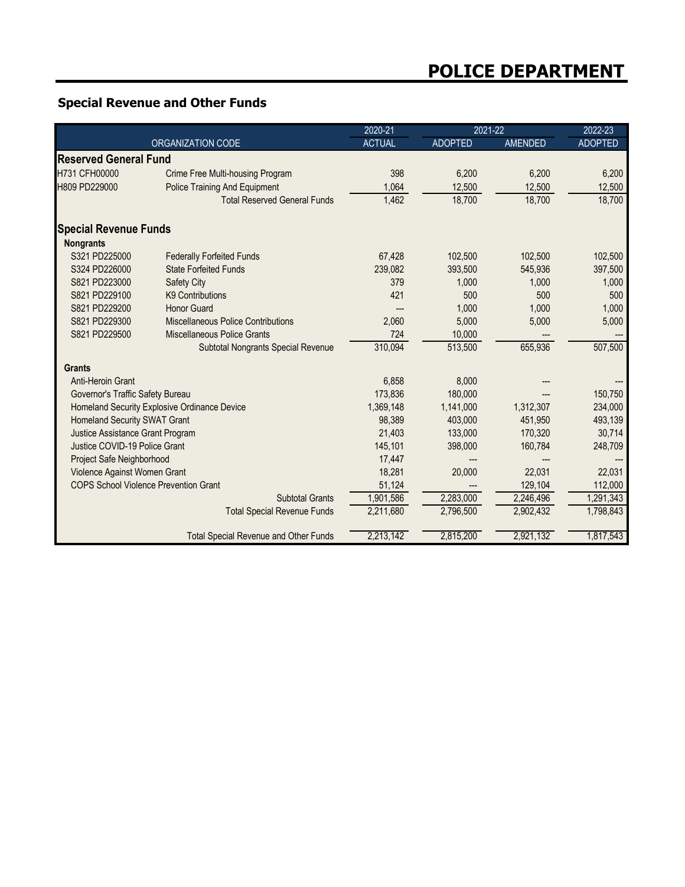# POLICE DEPARTMENT

## Special Revenue and Other Funds

| ORGANIZATION CODE | | 2020-21 ACTUAL | 2021-22 ADOPTED | 2021-22 AMENDED | 2022-23 ADOPTED |
|---|---|---|---|---|---|
| **Reserved General Fund** | | | | | |
| H731 CFH00000 | Crime Free Multi-housing Program | 398 | 6,200 | 6,200 | 6,200 |
| H809 PD229000 | Police Training And Equipment | 1,064 | 12,500 | 12,500 | 12,500 |
| | Total Reserved General Funds | 1,462 | 18,700 | 18,700 | 18,700 |
| **Special Revenue Funds** | | | | | |
| **Nongrants** | | | | | |
| S321 PD225000 | Federally Forfeited Funds | 67,428 | 102,500 | 102,500 | 102,500 |
| S324 PD226000 | State Forfeited Funds | 239,082 | 393,500 | 545,936 | 397,500 |
| S821 PD223000 | Safety City | 379 | 1,000 | 1,000 | 1,000 |
| S821 PD229100 | K9 Contributions | 421 | 500 | 500 | 500 |
| S821 PD229200 | Honor Guard | --- | 1,000 | 1,000 | 1,000 |
| S821 PD229300 | Miscellaneous Police Contributions | 2,060 | 5,000 | 5,000 | 5,000 |
| S821 PD229500 | Miscellaneous Police Grants | 724 | 10,000 | --- | --- |
| | Subtotal Nongrants Special Revenue | 310,094 | 513,500 | 655,936 | 507,500 |
| **Grants** | | | | | |
| Anti-Heroin Grant | | 6,858 | 8,000 | --- | --- |
| Governor's Traffic Safety Bureau | | 173,836 | 180,000 | --- | 150,750 |
| Homeland Security Explosive Ordinance Device | | 1,369,148 | 1,141,000 | 1,312,307 | 234,000 |
| Homeland Security SWAT Grant | | 98,389 | 403,000 | 451,950 | 493,139 |
| Justice Assistance Grant Program | | 21,403 | 133,000 | 170,320 | 30,714 |
| Justice COVID-19 Police Grant | | 145,101 | 398,000 | 160,784 | 248,709 |
| Project Safe Neighborhood | | 17,447 | --- | --- | --- |
| Violence Against Women Grant | | 18,281 | 20,000 | 22,031 | 22,031 |
| COPS School Violence Prevention Grant | | 51,124 | --- | 129,104 | 112,000 |
| | Subtotal Grants | 1,901,586 | 2,283,000 | 2,246,496 | 1,291,343 |
| | Total Special Revenue Funds | 2,211,680 | 2,796,500 | 2,902,432 | 1,798,843 |
| | Total Special Revenue and Other Funds | 2,213,142 | 2,815,200 | 2,921,132 | 1,817,543 |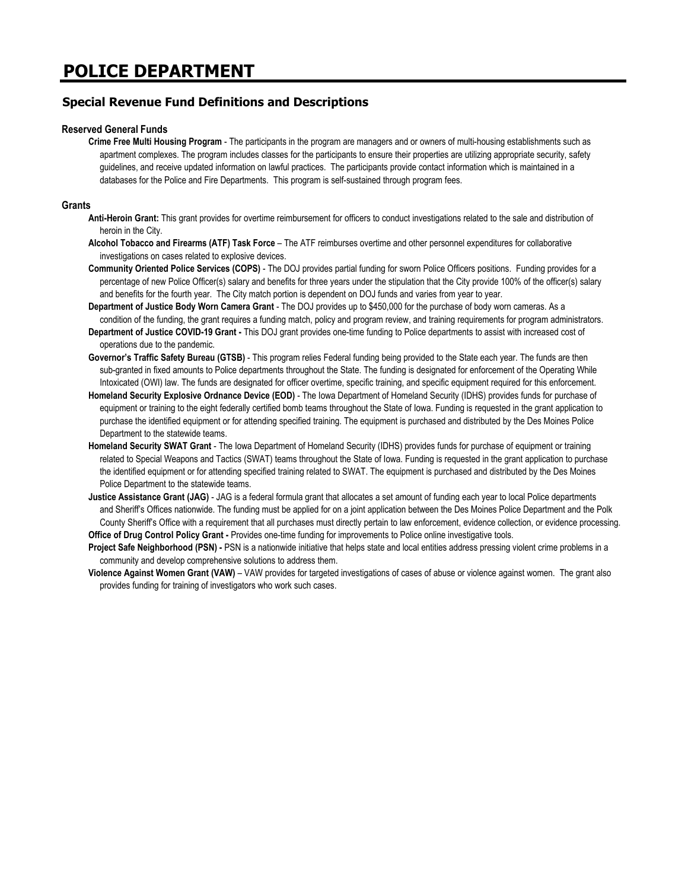# POLICE DEPARTMENT

## Special Revenue Fund Definitions and Descriptions

### Reserved General Funds

**Crime Free Multi Housing Program** - The participants in the program are managers and or owners of multi-housing establishments such as apartment complexes. The program includes classes for the participants to ensure their properties are utilizing appropriate security, safety guidelines, and receive updated information on lawful practices. The participants provide contact information which is maintained in a databases for the Police and Fire Departments. This program is self-sustained through program fees.

### Grants

**Anti-Heroin Grant:** This grant provides for overtime reimbursement for officers to conduct investigations related to the sale and distribution of heroin in the City.

**Alcohol Tobacco and Firearms (ATF) Task Force** – The ATF reimburses overtime and other personnel expenditures for collaborative investigations on cases related to explosive devices.

**Community Oriented Police Services (COPS)** - The DOJ provides partial funding for sworn Police Officers positions. Funding provides for a percentage of new Police Officer(s) salary and benefits for three years under the stipulation that the City provide 100% of the officer(s) salary and benefits for the fourth year. The City match portion is dependent on DOJ funds and varies from year to year.

**Department of Justice Body Worn Camera Grant** - The DOJ provides up to $450,000 for the purchase of body worn cameras. As a condition of the funding, the grant requires a funding match, policy and program review, and training requirements for program administrators.

**Department of Justice COVID-19 Grant -** This DOJ grant provides one-time funding to Police departments to assist with increased cost of operations due to the pandemic.

**Governor's Traffic Safety Bureau (GTSB)** - This program relies Federal funding being provided to the State each year. The funds are then sub-granted in fixed amounts to Police departments throughout the State. The funding is designated for enforcement of the Operating While Intoxicated (OWI) law. The funds are designated for officer overtime, specific training, and specific equipment required for this enforcement.

**Homeland Security Explosive Ordnance Device (EOD)** - The Iowa Department of Homeland Security (IDHS) provides funds for purchase of equipment or training to the eight federally certified bomb teams throughout the State of Iowa. Funding is requested in the grant application to purchase the identified equipment or for attending specified training. The equipment is purchased and distributed by the Des Moines Police Department to the statewide teams.

**Homeland Security SWAT Grant** - The Iowa Department of Homeland Security (IDHS) provides funds for purchase of equipment or training related to Special Weapons and Tactics (SWAT) teams throughout the State of Iowa. Funding is requested in the grant application to purchase the identified equipment or for attending specified training related to SWAT. The equipment is purchased and distributed by the Des Moines Police Department to the statewide teams.

**Justice Assistance Grant (JAG)** - JAG is a federal formula grant that allocates a set amount of funding each year to local Police departments and Sheriff's Offices nationwide. The funding must be applied for on a joint application between the Des Moines Police Department and the Polk County Sheriff's Office with a requirement that all purchases must directly pertain to law enforcement, evidence collection, or evidence processing.

**Office of Drug Control Policy Grant -** Provides one-time funding for improvements to Police online investigative tools.

**Project Safe Neighborhood (PSN) -** PSN is a nationwide initiative that helps state and local entities address pressing violent crime problems in a community and develop comprehensive solutions to address them.

**Violence Against Women Grant (VAW)** – VAW provides for targeted investigations of cases of abuse or violence against women. The grant also provides funding for training of investigators who work such cases.